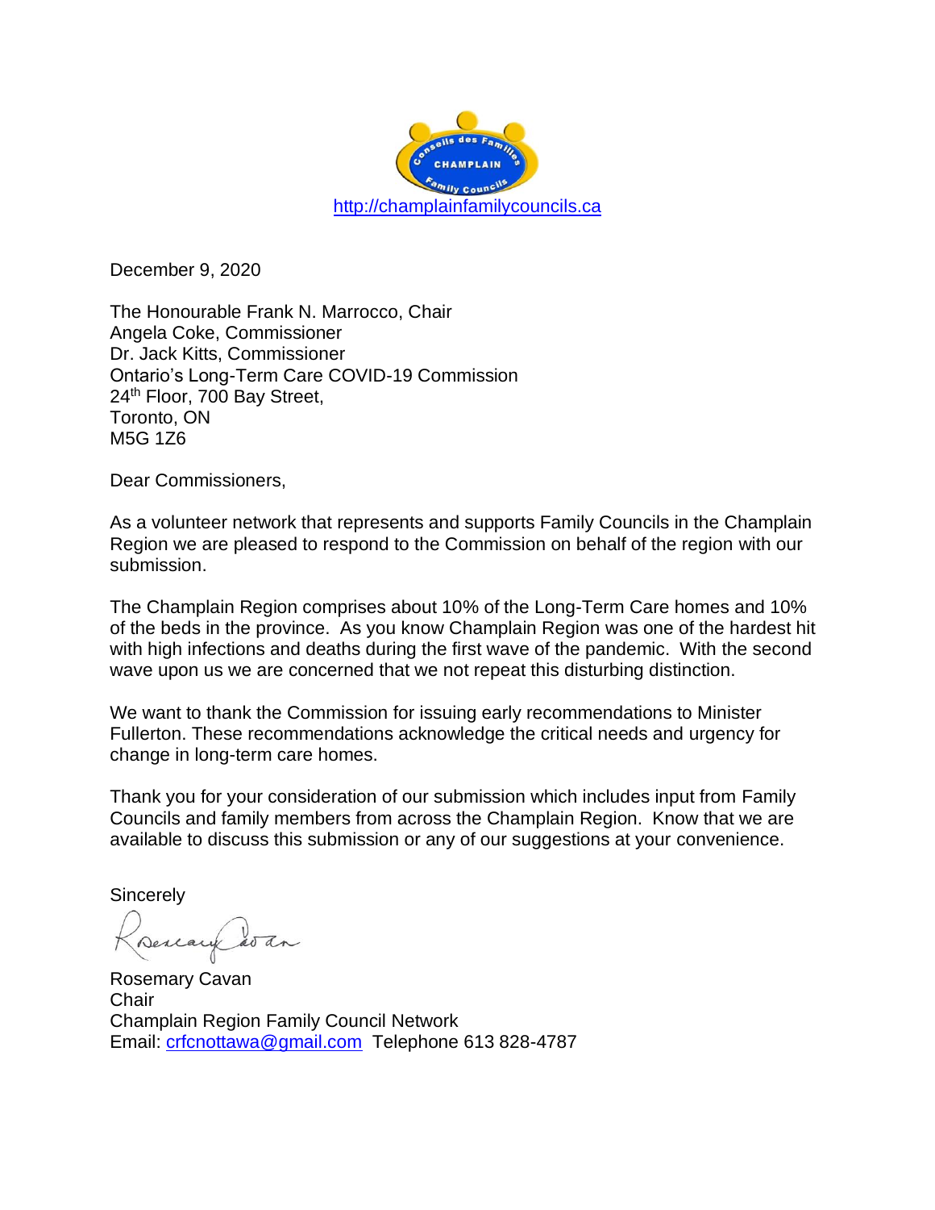Conseils des Familles CHAMPLAIN Family Councils

http://champlainfamilycouncils.ca

December 9, 2020

The Honourable Frank N. Marrocco, Chair
Angela Coke, Commissioner
Dr. Jack Kitts, Commissioner
Ontario's Long-Term Care COVID-19 Commission
24th Floor, 700 Bay Street,
Toronto, ON
M5G 1Z6

Dear Commissioners,

As a volunteer network that represents and supports Family Councils in the Champlain Region we are pleased to respond to the Commission on behalf of the region with our submission.

The Champlain Region comprises about 10% of the Long-Term Care homes and 10% of the beds in the province. As you know Champlain Region was one of the hardest hit with high infections and deaths during the first wave of the pandemic. With the second wave upon us we are concerned that we not repeat this disturbing distinction.

We want to thank the Commission for issuing early recommendations to Minister Fullerton. These recommendations acknowledge the critical needs and urgency for change in long-term care homes.

Thank you for your consideration of our submission which includes input from Family Councils and family members from across the Champlain Region. Know that we are available to discuss this submission or any of our suggestions at your convenience.

Sincerely

Rosemary Cavan
Chair
Champlain Region Family Council Network
Email: crfcnottawa@gmail.com Telephone 613 828-4787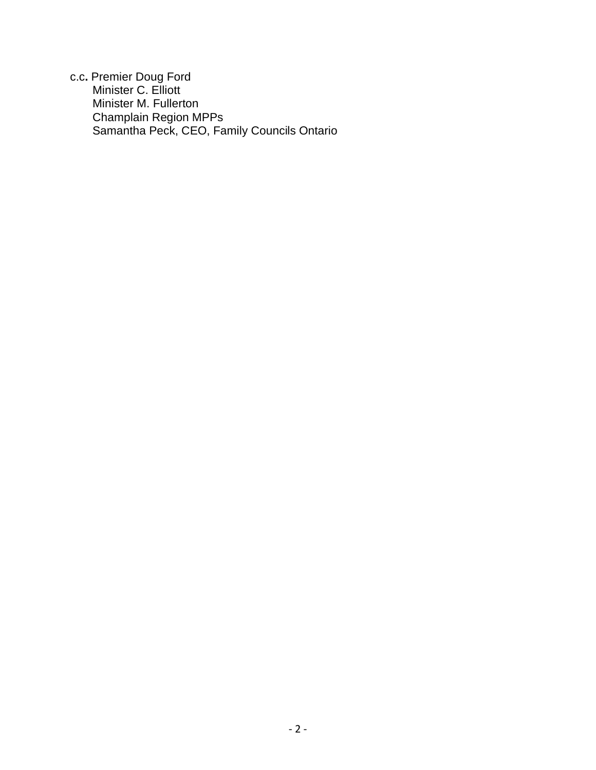c.c. Premier Doug Ford
Minister C. Elliott
Minister M. Fullerton
Champlain Region MPPs
Samantha Peck, CEO, Family Councils Ontario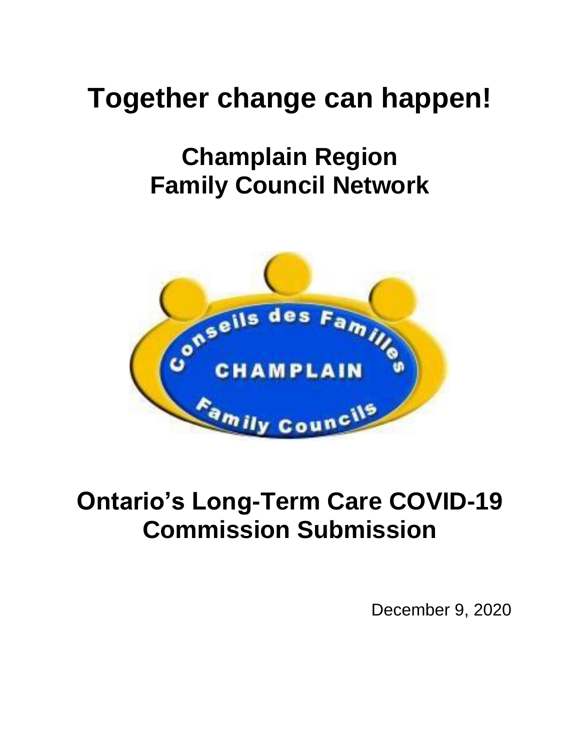# Together change can happen!

## Champlain Region Family Council Network

# Ontario's Long-Term Care COVID-19 Commission Submission

December 9, 2020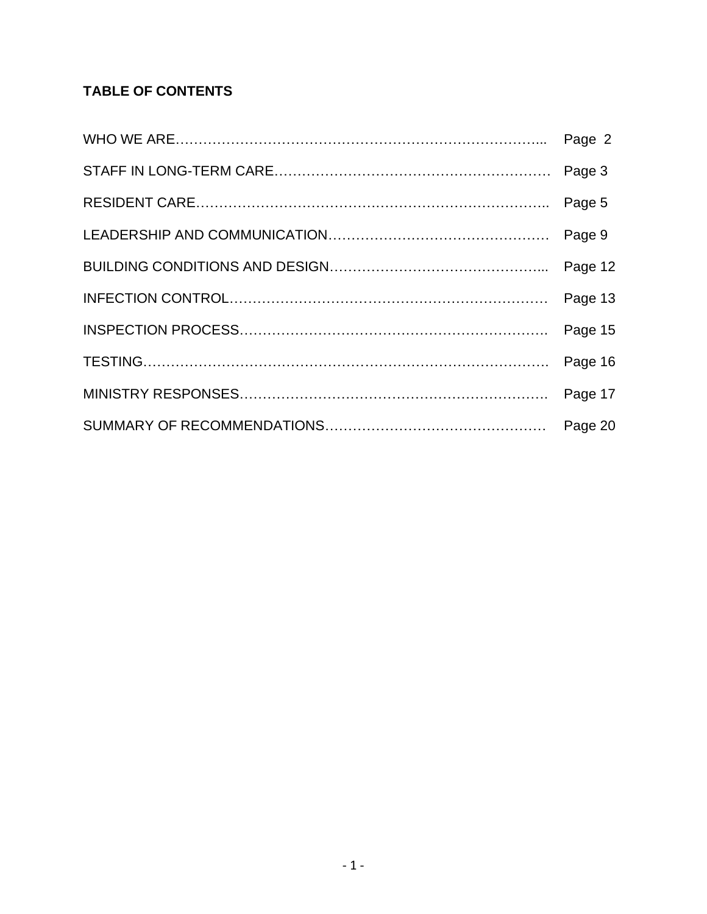**TABLE OF CONTENTS**

| | |
|---|---|
| WHO WE ARE | Page 2 |
| STAFF IN LONG-TERM CARE | Page 3 |
| RESIDENT CARE | Page 5 |
| LEADERSHIP AND COMMUNICATION | Page 9 |
| BUILDING CONDITIONS AND DESIGN | Page 12 |
| INFECTION CONTROL | Page 13 |
| INSPECTION PROCESS | Page 15 |
| TESTING | Page 16 |
| MINISTRY RESPONSES | Page 17 |
| SUMMARY OF RECOMMENDATIONS | Page 20 |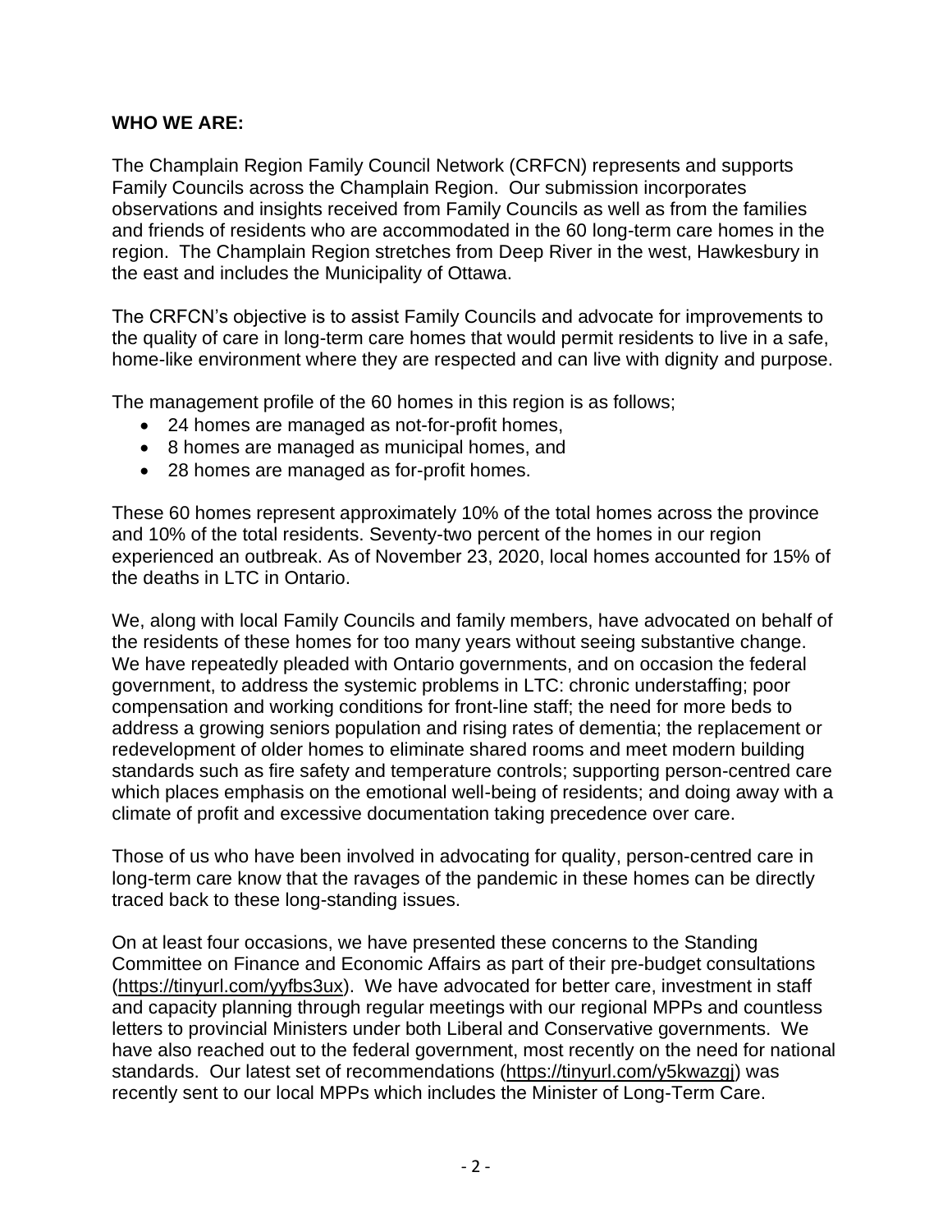**WHO WE ARE:**

The Champlain Region Family Council Network (CRFCN) represents and supports Family Councils across the Champlain Region. Our submission incorporates observations and insights received from Family Councils as well as from the families and friends of residents who are accommodated in the 60 long-term care homes in the region. The Champlain Region stretches from Deep River in the west, Hawkesbury in the east and includes the Municipality of Ottawa.

The CRFCN's objective is to assist Family Councils and advocate for improvements to the quality of care in long-term care homes that would permit residents to live in a safe, home-like environment where they are respected and can live with dignity and purpose.

The management profile of the 60 homes in this region is as follows;

- 24 homes are managed as not-for-profit homes,
- 8 homes are managed as municipal homes, and
- 28 homes are managed as for-profit homes.

These 60 homes represent approximately 10% of the total homes across the province and 10% of the total residents. Seventy-two percent of the homes in our region experienced an outbreak. As of November 23, 2020, local homes accounted for 15% of the deaths in LTC in Ontario.

We, along with local Family Councils and family members, have advocated on behalf of the residents of these homes for too many years without seeing substantive change. We have repeatedly pleaded with Ontario governments, and on occasion the federal government, to address the systemic problems in LTC: chronic understaffing; poor compensation and working conditions for front-line staff; the need for more beds to address a growing seniors population and rising rates of dementia; the replacement or redevelopment of older homes to eliminate shared rooms and meet modern building standards such as fire safety and temperature controls; supporting person-centred care which places emphasis on the emotional well-being of residents; and doing away with a climate of profit and excessive documentation taking precedence over care.

Those of us who have been involved in advocating for quality, person-centred care in long-term care know that the ravages of the pandemic in these homes can be directly traced back to these long-standing issues.

On at least four occasions, we have presented these concerns to the Standing Committee on Finance and Economic Affairs as part of their pre-budget consultations (https://tinyurl.com/yyfbs3ux). We have advocated for better care, investment in staff and capacity planning through regular meetings with our regional MPPs and countless letters to provincial Ministers under both Liberal and Conservative governments. We have also reached out to the federal government, most recently on the need for national standards. Our latest set of recommendations (https://tinyurl.com/y5kwazgj) was recently sent to our local MPPs which includes the Minister of Long-Term Care.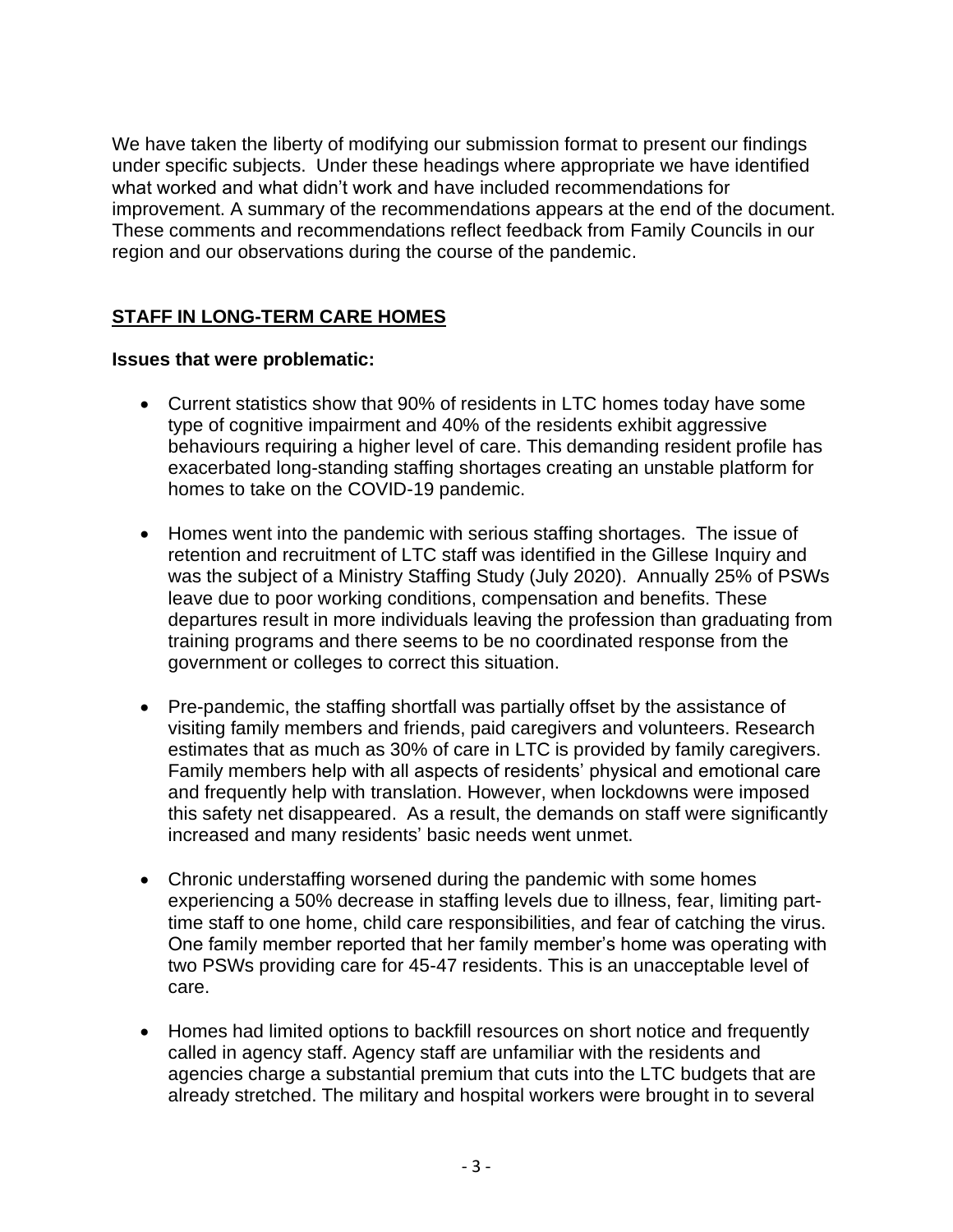We have taken the liberty of modifying our submission format to present our findings under specific subjects. Under these headings where appropriate we have identified what worked and what didn't work and have included recommendations for improvement. A summary of the recommendations appears at the end of the document. These comments and recommendations reflect feedback from Family Councils in our region and our observations during the course of the pandemic.

## STAFF IN LONG-TERM CARE HOMES

**Issues that were problematic:**

- Current statistics show that 90% of residents in LTC homes today have some type of cognitive impairment and 40% of the residents exhibit aggressive behaviours requiring a higher level of care. This demanding resident profile has exacerbated long-standing staffing shortages creating an unstable platform for homes to take on the COVID-19 pandemic.
- Homes went into the pandemic with serious staffing shortages. The issue of retention and recruitment of LTC staff was identified in the Gillese Inquiry and was the subject of a Ministry Staffing Study (July 2020). Annually 25% of PSWs leave due to poor working conditions, compensation and benefits. These departures result in more individuals leaving the profession than graduating from training programs and there seems to be no coordinated response from the government or colleges to correct this situation.
- Pre-pandemic, the staffing shortfall was partially offset by the assistance of visiting family members and friends, paid caregivers and volunteers. Research estimates that as much as 30% of care in LTC is provided by family caregivers. Family members help with all aspects of residents' physical and emotional care and frequently help with translation. However, when lockdowns were imposed this safety net disappeared. As a result, the demands on staff were significantly increased and many residents' basic needs went unmet.
- Chronic understaffing worsened during the pandemic with some homes experiencing a 50% decrease in staffing levels due to illness, fear, limiting part-time staff to one home, child care responsibilities, and fear of catching the virus. One family member reported that her family member's home was operating with two PSWs providing care for 45-47 residents. This is an unacceptable level of care.
- Homes had limited options to backfill resources on short notice and frequently called in agency staff. Agency staff are unfamiliar with the residents and agencies charge a substantial premium that cuts into the LTC budgets that are already stretched. The military and hospital workers were brought in to several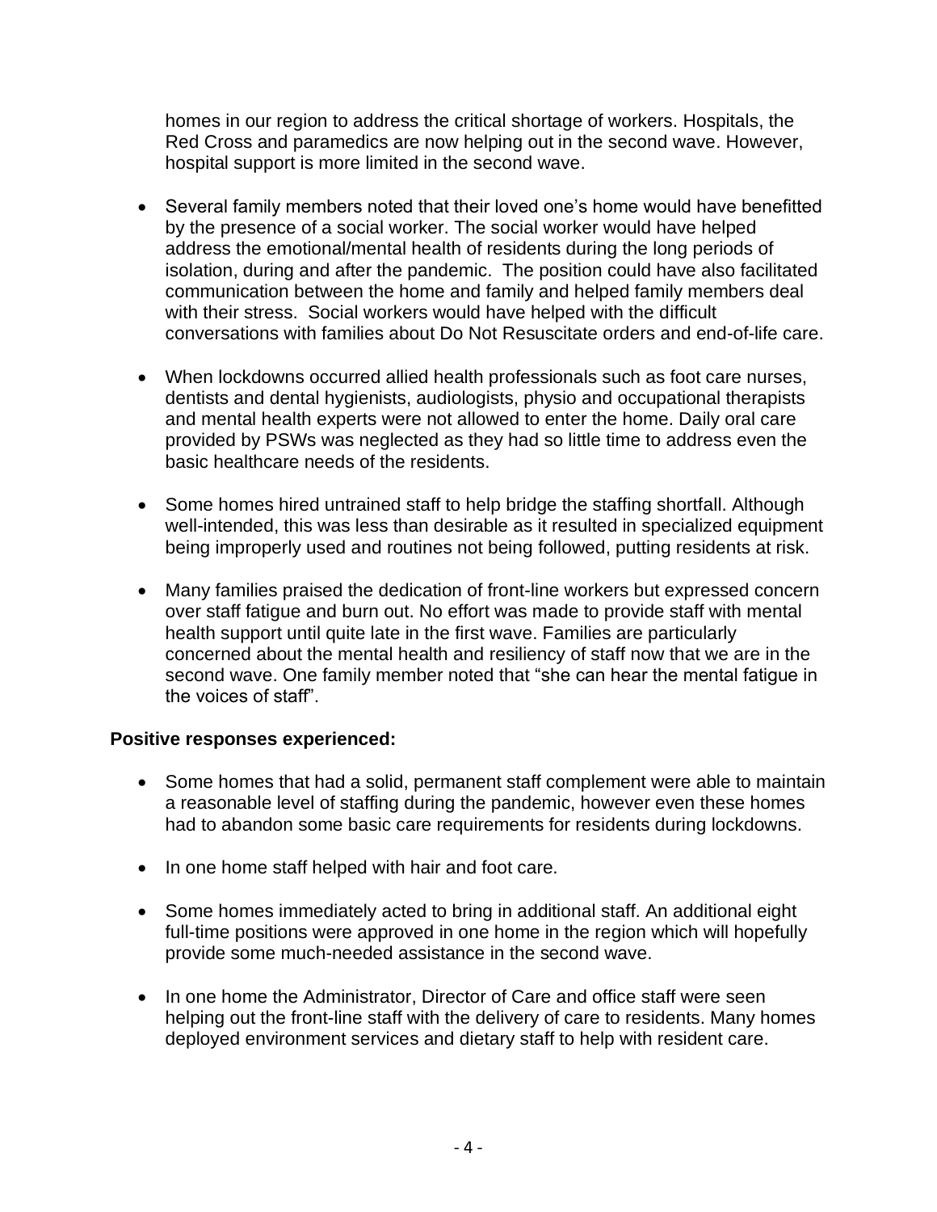homes in our region to address the critical shortage of workers. Hospitals, the Red Cross and paramedics are now helping out in the second wave. However, hospital support is more limited in the second wave.

- Several family members noted that their loved one's home would have benefitted by the presence of a social worker. The social worker would have helped address the emotional/mental health of residents during the long periods of isolation, during and after the pandemic. The position could have also facilitated communication between the home and family and helped family members deal with their stress. Social workers would have helped with the difficult conversations with families about Do Not Resuscitate orders and end-of-life care.

- When lockdowns occurred allied health professionals such as foot care nurses, dentists and dental hygienists, audiologists, physio and occupational therapists and mental health experts were not allowed to enter the home. Daily oral care provided by PSWs was neglected as they had so little time to address even the basic healthcare needs of the residents.

- Some homes hired untrained staff to help bridge the staffing shortfall. Although well-intended, this was less than desirable as it resulted in specialized equipment being improperly used and routines not being followed, putting residents at risk.

- Many families praised the dedication of front-line workers but expressed concern over staff fatigue and burn out. No effort was made to provide staff with mental health support until quite late in the first wave. Families are particularly concerned about the mental health and resiliency of staff now that we are in the second wave. One family member noted that "she can hear the mental fatigue in the voices of staff".

**Positive responses experienced:**

- Some homes that had a solid, permanent staff complement were able to maintain a reasonable level of staffing during the pandemic, however even these homes had to abandon some basic care requirements for residents during lockdowns.

- In one home staff helped with hair and foot care.

- Some homes immediately acted to bring in additional staff. An additional eight full-time positions were approved in one home in the region which will hopefully provide some much-needed assistance in the second wave.

- In one home the Administrator, Director of Care and office staff were seen helping out the front-line staff with the delivery of care to residents. Many homes deployed environment services and dietary staff to help with resident care.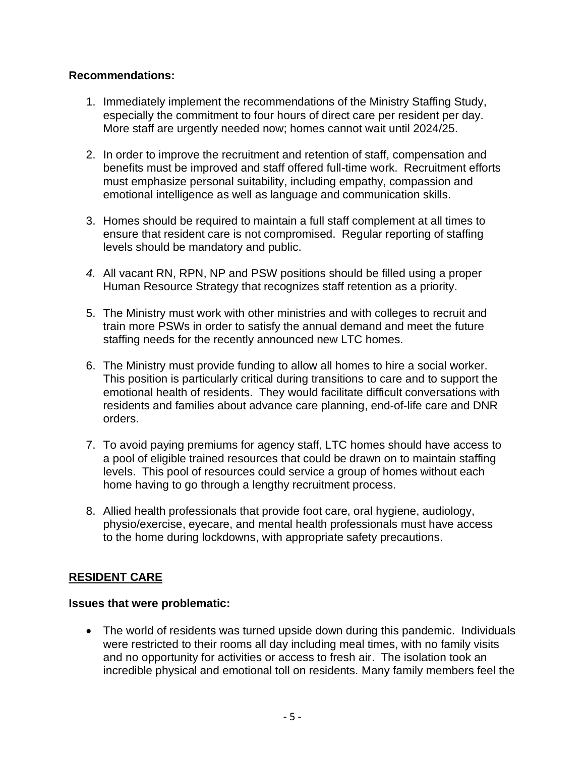**Recommendations:**

1. Immediately implement the recommendations of the Ministry Staffing Study, especially the commitment to four hours of direct care per resident per day. More staff are urgently needed now; homes cannot wait until 2024/25.

2. In order to improve the recruitment and retention of staff, compensation and benefits must be improved and staff offered full-time work. Recruitment efforts must emphasize personal suitability, including empathy, compassion and emotional intelligence as well as language and communication skills.

3. Homes should be required to maintain a full staff complement at all times to ensure that resident care is not compromised. Regular reporting of staffing levels should be mandatory and public.

4. All vacant RN, RPN, NP and PSW positions should be filled using a proper Human Resource Strategy that recognizes staff retention as a priority.

5. The Ministry must work with other ministries and with colleges to recruit and train more PSWs in order to satisfy the annual demand and meet the future staffing needs for the recently announced new LTC homes.

6. The Ministry must provide funding to allow all homes to hire a social worker. This position is particularly critical during transitions to care and to support the emotional health of residents. They would facilitate difficult conversations with residents and families about advance care planning, end-of-life care and DNR orders.

7. To avoid paying premiums for agency staff, LTC homes should have access to a pool of eligible trained resources that could be drawn on to maintain staffing levels. This pool of resources could service a group of homes without each home having to go through a lengthy recruitment process.

8. Allied health professionals that provide foot care, oral hygiene, audiology, physio/exercise, eyecare, and mental health professionals must have access to the home during lockdowns, with appropriate safety precautions.

## RESIDENT CARE

**Issues that were problematic:**

- The world of residents was turned upside down during this pandemic. Individuals were restricted to their rooms all day including meal times, with no family visits and no opportunity for activities or access to fresh air. The isolation took an incredible physical and emotional toll on residents. Many family members feel the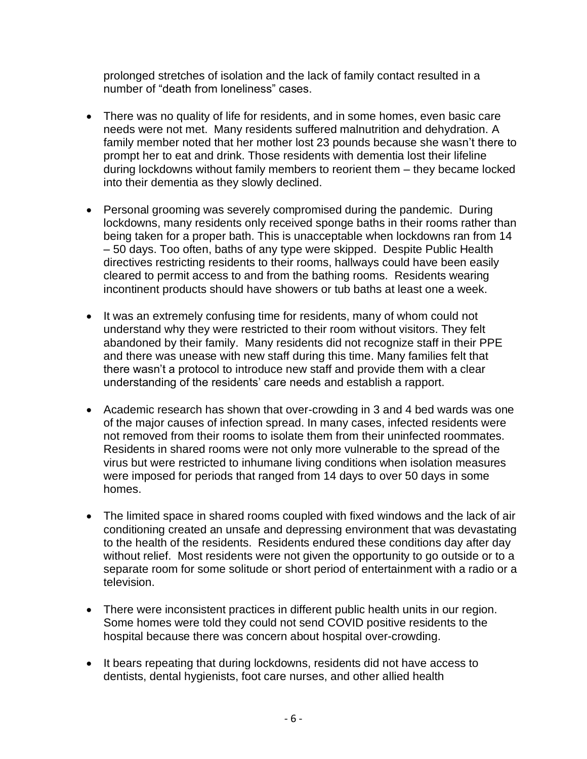prolonged stretches of isolation and the lack of family contact resulted in a number of "death from loneliness" cases.

- There was no quality of life for residents, and in some homes, even basic care needs were not met. Many residents suffered malnutrition and dehydration. A family member noted that her mother lost 23 pounds because she wasn't there to prompt her to eat and drink. Those residents with dementia lost their lifeline during lockdowns without family members to reorient them – they became locked into their dementia as they slowly declined.

- Personal grooming was severely compromised during the pandemic. During lockdowns, many residents only received sponge baths in their rooms rather than being taken for a proper bath. This is unacceptable when lockdowns ran from 14 – 50 days. Too often, baths of any type were skipped. Despite Public Health directives restricting residents to their rooms, hallways could have been easily cleared to permit access to and from the bathing rooms. Residents wearing incontinent products should have showers or tub baths at least one a week.

- It was an extremely confusing time for residents, many of whom could not understand why they were restricted to their room without visitors. They felt abandoned by their family. Many residents did not recognize staff in their PPE and there was unease with new staff during this time. Many families felt that there wasn't a protocol to introduce new staff and provide them with a clear understanding of the residents' care needs and establish a rapport.

- Academic research has shown that over-crowding in 3 and 4 bed wards was one of the major causes of infection spread. In many cases, infected residents were not removed from their rooms to isolate them from their uninfected roommates. Residents in shared rooms were not only more vulnerable to the spread of the virus but were restricted to inhumane living conditions when isolation measures were imposed for periods that ranged from 14 days to over 50 days in some homes.

- The limited space in shared rooms coupled with fixed windows and the lack of air conditioning created an unsafe and depressing environment that was devastating to the health of the residents. Residents endured these conditions day after day without relief. Most residents were not given the opportunity to go outside or to a separate room for some solitude or short period of entertainment with a radio or a television.

- There were inconsistent practices in different public health units in our region. Some homes were told they could not send COVID positive residents to the hospital because there was concern about hospital over-crowding.

- It bears repeating that during lockdowns, residents did not have access to dentists, dental hygienists, foot care nurses, and other allied health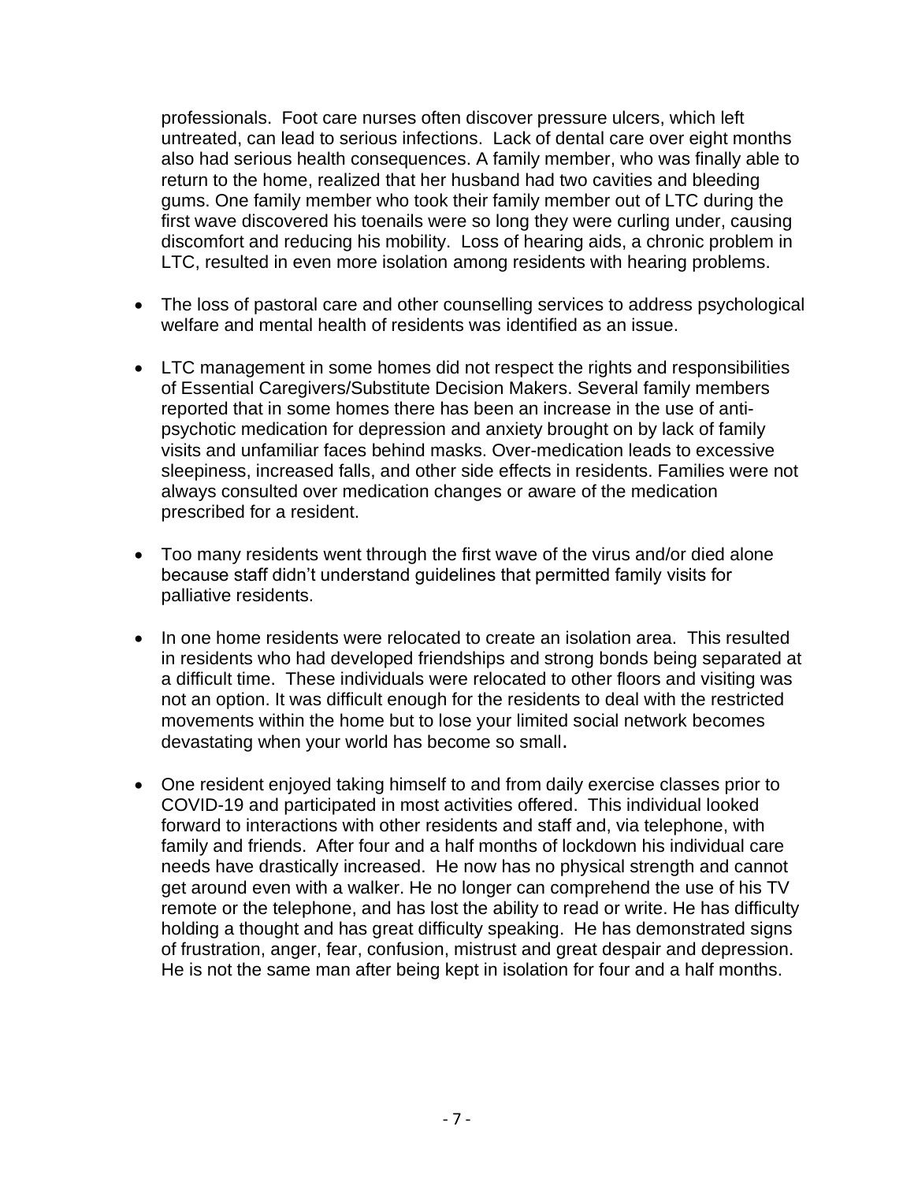professionals. Foot care nurses often discover pressure ulcers, which left untreated, can lead to serious infections. Lack of dental care over eight months also had serious health consequences. A family member, who was finally able to return to the home, realized that her husband had two cavities and bleeding gums. One family member who took their family member out of LTC during the first wave discovered his toenails were so long they were curling under, causing discomfort and reducing his mobility. Loss of hearing aids, a chronic problem in LTC, resulted in even more isolation among residents with hearing problems.

- The loss of pastoral care and other counselling services to address psychological welfare and mental health of residents was identified as an issue.

- LTC management in some homes did not respect the rights and responsibilities of Essential Caregivers/Substitute Decision Makers. Several family members reported that in some homes there has been an increase in the use of anti-psychotic medication for depression and anxiety brought on by lack of family visits and unfamiliar faces behind masks. Over-medication leads to excessive sleepiness, increased falls, and other side effects in residents. Families were not always consulted over medication changes or aware of the medication prescribed for a resident.

- Too many residents went through the first wave of the virus and/or died alone because staff didn't understand guidelines that permitted family visits for palliative residents.

- In one home residents were relocated to create an isolation area. This resulted in residents who had developed friendships and strong bonds being separated at a difficult time. These individuals were relocated to other floors and visiting was not an option. It was difficult enough for the residents to deal with the restricted movements within the home but to lose your limited social network becomes devastating when your world has become so small.

- One resident enjoyed taking himself to and from daily exercise classes prior to COVID-19 and participated in most activities offered. This individual looked forward to interactions with other residents and staff and, via telephone, with family and friends. After four and a half months of lockdown his individual care needs have drastically increased. He now has no physical strength and cannot get around even with a walker. He no longer can comprehend the use of his TV remote or the telephone, and has lost the ability to read or write. He has difficulty holding a thought and has great difficulty speaking. He has demonstrated signs of frustration, anger, fear, confusion, mistrust and great despair and depression. He is not the same man after being kept in isolation for four and a half months.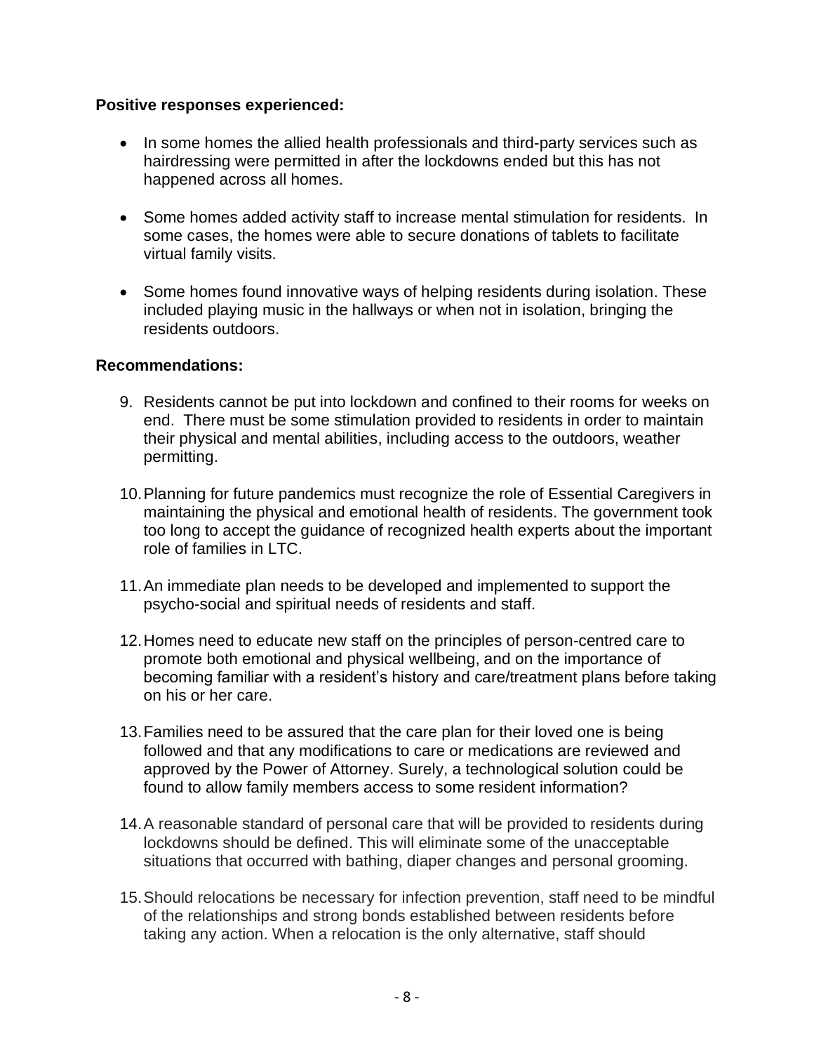**Positive responses experienced:**

- In some homes the allied health professionals and third-party services such as hairdressing were permitted in after the lockdowns ended but this has not happened across all homes.
- Some homes added activity staff to increase mental stimulation for residents. In some cases, the homes were able to secure donations of tablets to facilitate virtual family visits.
- Some homes found innovative ways of helping residents during isolation. These included playing music in the hallways or when not in isolation, bringing the residents outdoors.

**Recommendations:**

9. Residents cannot be put into lockdown and confined to their rooms for weeks on end. There must be some stimulation provided to residents in order to maintain their physical and mental abilities, including access to the outdoors, weather permitting.
10. Planning for future pandemics must recognize the role of Essential Caregivers in maintaining the physical and emotional health of residents. The government took too long to accept the guidance of recognized health experts about the important role of families in LTC.
11. An immediate plan needs to be developed and implemented to support the psycho-social and spiritual needs of residents and staff.
12. Homes need to educate new staff on the principles of person-centred care to promote both emotional and physical wellbeing, and on the importance of becoming familiar with a resident's history and care/treatment plans before taking on his or her care.
13. Families need to be assured that the care plan for their loved one is being followed and that any modifications to care or medications are reviewed and approved by the Power of Attorney. Surely, a technological solution could be found to allow family members access to some resident information?
14. A reasonable standard of personal care that will be provided to residents during lockdowns should be defined. This will eliminate some of the unacceptable situations that occurred with bathing, diaper changes and personal grooming.
15. Should relocations be necessary for infection prevention, staff need to be mindful of the relationships and strong bonds established between residents before taking any action. When a relocation is the only alternative, staff should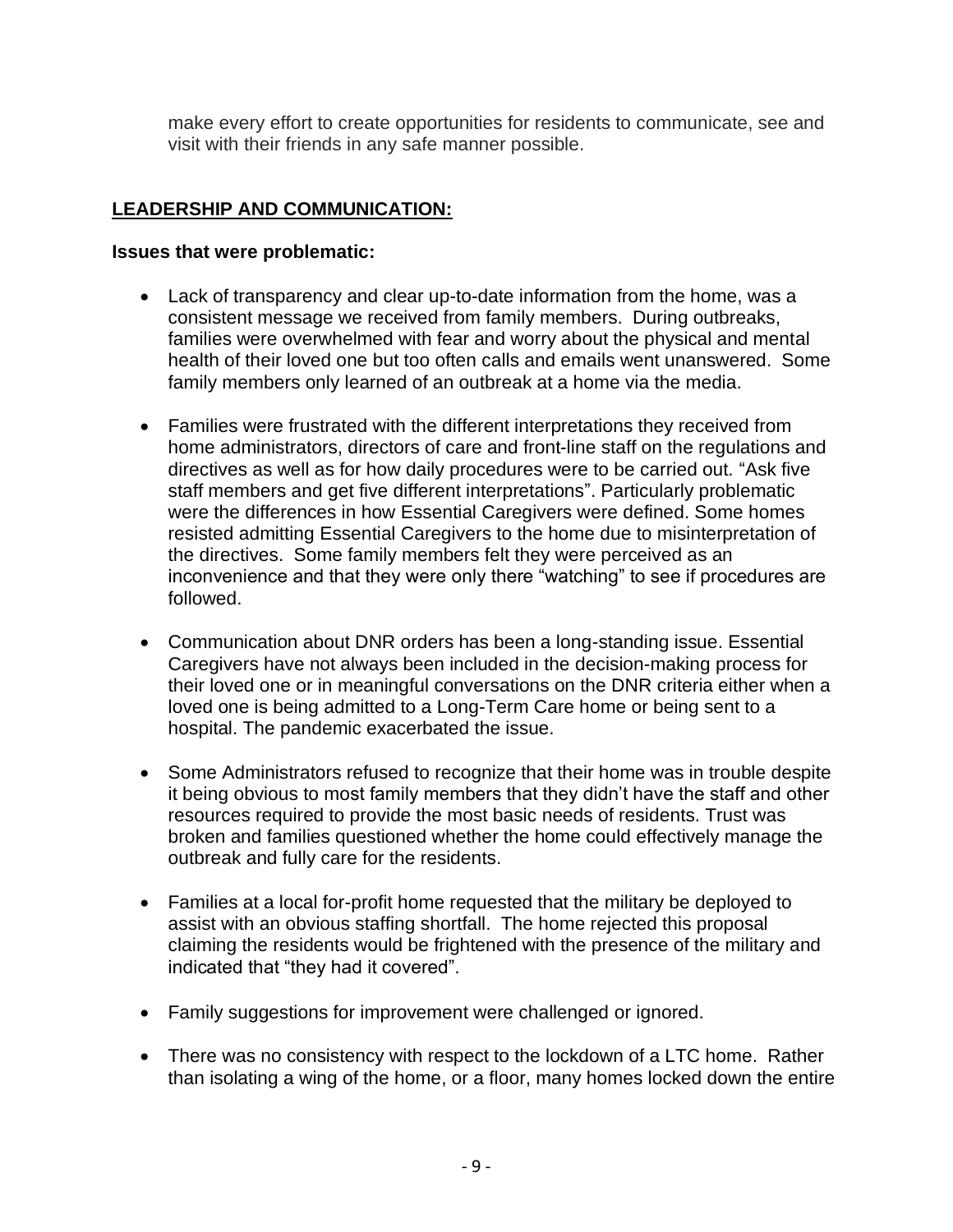make every effort to create opportunities for residents to communicate, see and visit with their friends in any safe manner possible.

## LEADERSHIP AND COMMUNICATION:

**Issues that were problematic:**

- Lack of transparency and clear up-to-date information from the home, was a consistent message we received from family members. During outbreaks, families were overwhelmed with fear and worry about the physical and mental health of their loved one but too often calls and emails went unanswered. Some family members only learned of an outbreak at a home via the media.
- Families were frustrated with the different interpretations they received from home administrators, directors of care and front-line staff on the regulations and directives as well as for how daily procedures were to be carried out. "Ask five staff members and get five different interpretations". Particularly problematic were the differences in how Essential Caregivers were defined. Some homes resisted admitting Essential Caregivers to the home due to misinterpretation of the directives. Some family members felt they were perceived as an inconvenience and that they were only there "watching" to see if procedures are followed.
- Communication about DNR orders has been a long-standing issue. Essential Caregivers have not always been included in the decision-making process for their loved one or in meaningful conversations on the DNR criteria either when a loved one is being admitted to a Long-Term Care home or being sent to a hospital. The pandemic exacerbated the issue.
- Some Administrators refused to recognize that their home was in trouble despite it being obvious to most family members that they didn't have the staff and other resources required to provide the most basic needs of residents. Trust was broken and families questioned whether the home could effectively manage the outbreak and fully care for the residents.
- Families at a local for-profit home requested that the military be deployed to assist with an obvious staffing shortfall. The home rejected this proposal claiming the residents would be frightened with the presence of the military and indicated that "they had it covered".
- Family suggestions for improvement were challenged or ignored.
- There was no consistency with respect to the lockdown of a LTC home. Rather than isolating a wing of the home, or a floor, many homes locked down the entire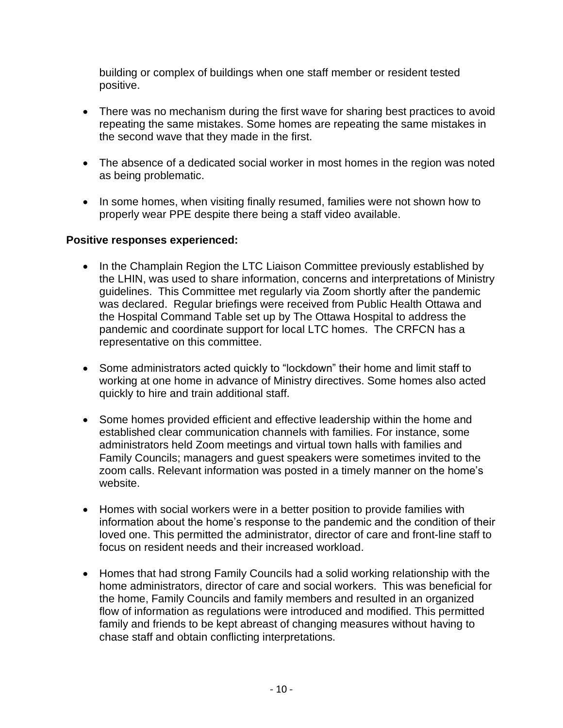building or complex of buildings when one staff member or resident tested positive.

- There was no mechanism during the first wave for sharing best practices to avoid repeating the same mistakes. Some homes are repeating the same mistakes in the second wave that they made in the first.
- The absence of a dedicated social worker in most homes in the region was noted as being problematic.
- In some homes, when visiting finally resumed, families were not shown how to properly wear PPE despite there being a staff video available.

**Positive responses experienced:**

- In the Champlain Region the LTC Liaison Committee previously established by the LHIN, was used to share information, concerns and interpretations of Ministry guidelines. This Committee met regularly via Zoom shortly after the pandemic was declared. Regular briefings were received from Public Health Ottawa and the Hospital Command Table set up by The Ottawa Hospital to address the pandemic and coordinate support for local LTC homes. The CRFCN has a representative on this committee.
- Some administrators acted quickly to "lockdown" their home and limit staff to working at one home in advance of Ministry directives. Some homes also acted quickly to hire and train additional staff.
- Some homes provided efficient and effective leadership within the home and established clear communication channels with families. For instance, some administrators held Zoom meetings and virtual town halls with families and Family Councils; managers and guest speakers were sometimes invited to the zoom calls. Relevant information was posted in a timely manner on the home's website.
- Homes with social workers were in a better position to provide families with information about the home's response to the pandemic and the condition of their loved one. This permitted the administrator, director of care and front-line staff to focus on resident needs and their increased workload.
- Homes that had strong Family Councils had a solid working relationship with the home administrators, director of care and social workers. This was beneficial for the home, Family Councils and family members and resulted in an organized flow of information as regulations were introduced and modified. This permitted family and friends to be kept abreast of changing measures without having to chase staff and obtain conflicting interpretations.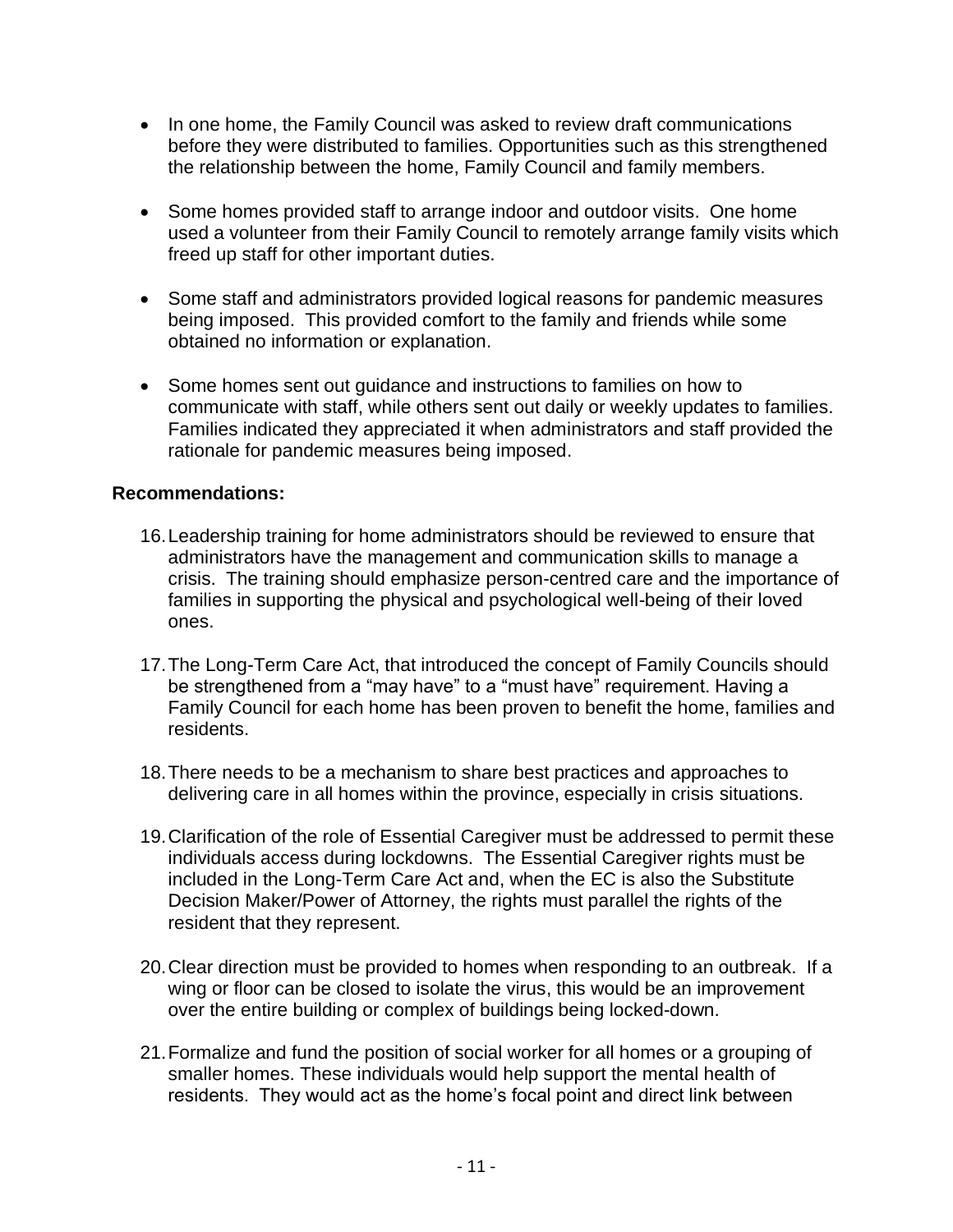- In one home, the Family Council was asked to review draft communications before they were distributed to families. Opportunities such as this strengthened the relationship between the home, Family Council and family members.

- Some homes provided staff to arrange indoor and outdoor visits. One home used a volunteer from their Family Council to remotely arrange family visits which freed up staff for other important duties.

- Some staff and administrators provided logical reasons for pandemic measures being imposed. This provided comfort to the family and friends while some obtained no information or explanation.

- Some homes sent out guidance and instructions to families on how to communicate with staff, while others sent out daily or weekly updates to families. Families indicated they appreciated it when administrators and staff provided the rationale for pandemic measures being imposed.

**Recommendations:**

16. Leadership training for home administrators should be reviewed to ensure that administrators have the management and communication skills to manage a crisis. The training should emphasize person-centred care and the importance of families in supporting the physical and psychological well-being of their loved ones.

17. The Long-Term Care Act, that introduced the concept of Family Councils should be strengthened from a "may have" to a "must have" requirement. Having a Family Council for each home has been proven to benefit the home, families and residents.

18. There needs to be a mechanism to share best practices and approaches to delivering care in all homes within the province, especially in crisis situations.

19. Clarification of the role of Essential Caregiver must be addressed to permit these individuals access during lockdowns. The Essential Caregiver rights must be included in the Long-Term Care Act and, when the EC is also the Substitute Decision Maker/Power of Attorney, the rights must parallel the rights of the resident that they represent.

20. Clear direction must be provided to homes when responding to an outbreak. If a wing or floor can be closed to isolate the virus, this would be an improvement over the entire building or complex of buildings being locked-down.

21. Formalize and fund the position of social worker for all homes or a grouping of smaller homes. These individuals would help support the mental health of residents. They would act as the home's focal point and direct link between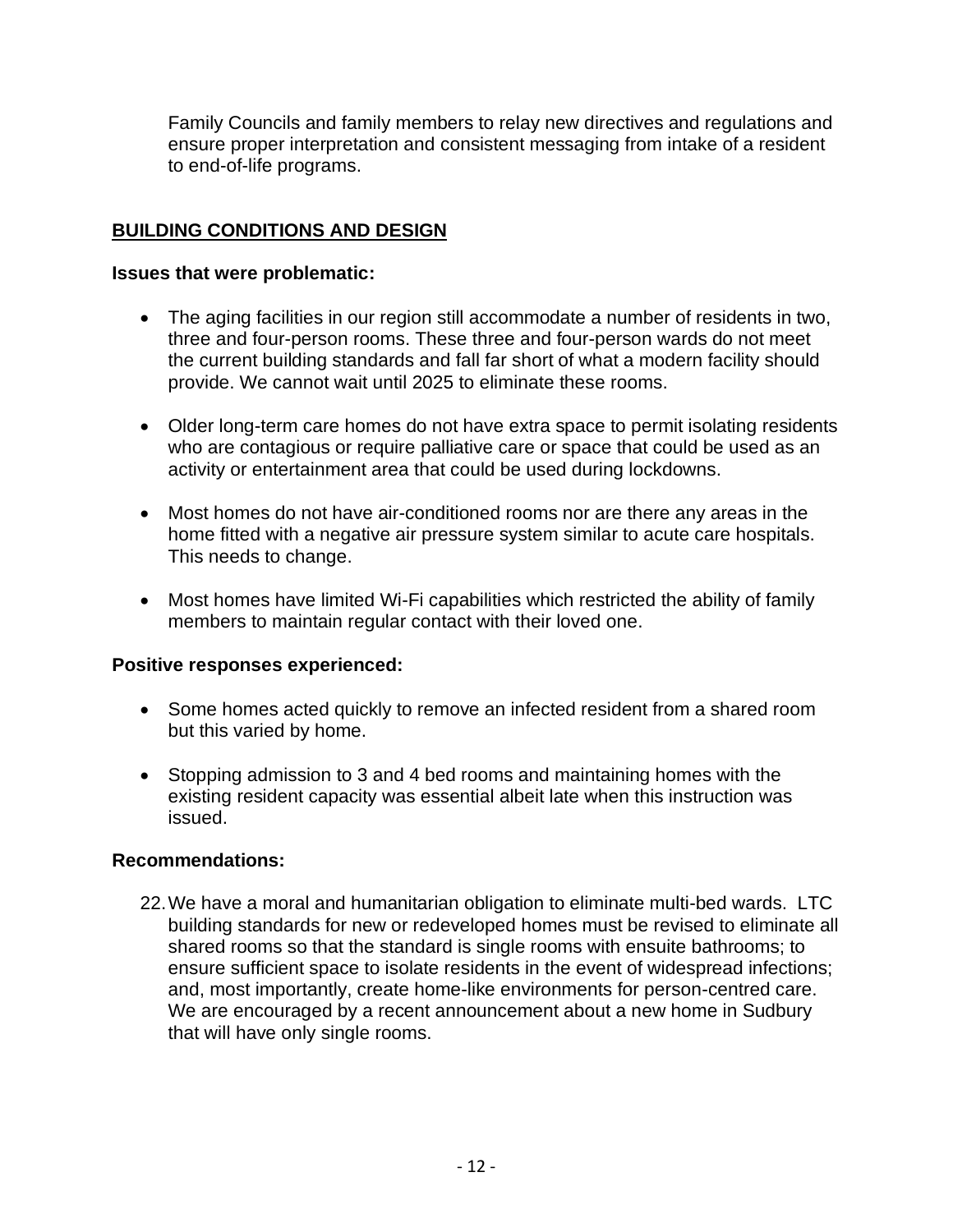Family Councils and family members to relay new directives and regulations and ensure proper interpretation and consistent messaging from intake of a resident to end-of-life programs.

## BUILDING CONDITIONS AND DESIGN

**Issues that were problematic:**

- The aging facilities in our region still accommodate a number of residents in two, three and four-person rooms. These three and four-person wards do not meet the current building standards and fall far short of what a modern facility should provide. We cannot wait until 2025 to eliminate these rooms.
- Older long-term care homes do not have extra space to permit isolating residents who are contagious or require palliative care or space that could be used as an activity or entertainment area that could be used during lockdowns.
- Most homes do not have air-conditioned rooms nor are there any areas in the home fitted with a negative air pressure system similar to acute care hospitals. This needs to change.
- Most homes have limited Wi-Fi capabilities which restricted the ability of family members to maintain regular contact with their loved one.

**Positive responses experienced:**

- Some homes acted quickly to remove an infected resident from a shared room but this varied by home.
- Stopping admission to 3 and 4 bed rooms and maintaining homes with the existing resident capacity was essential albeit late when this instruction was issued.

**Recommendations:**

22. We have a moral and humanitarian obligation to eliminate multi-bed wards. LTC building standards for new or redeveloped homes must be revised to eliminate all shared rooms so that the standard is single rooms with ensuite bathrooms; to ensure sufficient space to isolate residents in the event of widespread infections; and, most importantly, create home-like environments for person-centred care. We are encouraged by a recent announcement about a new home in Sudbury that will have only single rooms.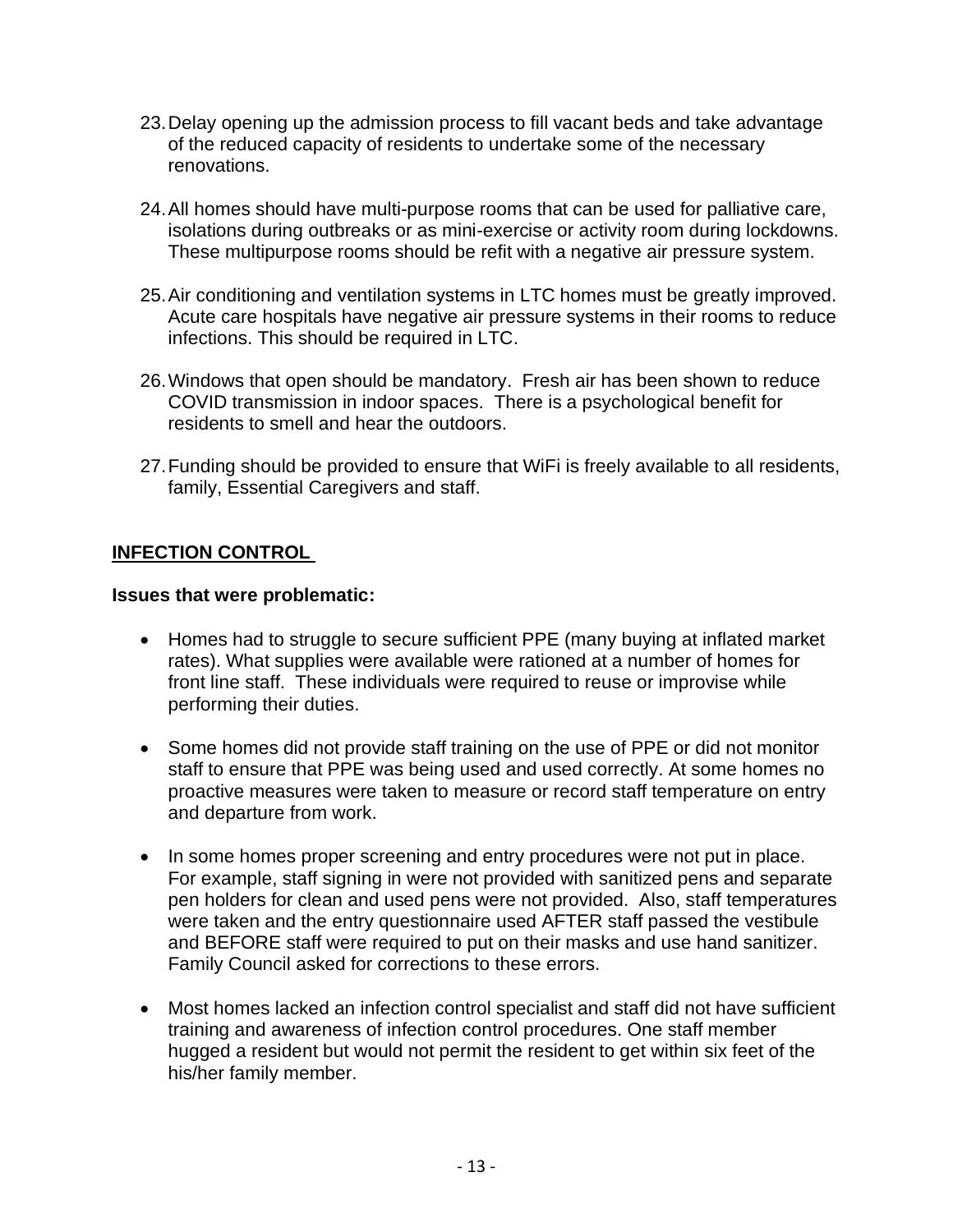23. Delay opening up the admission process to fill vacant beds and take advantage of the reduced capacity of residents to undertake some of the necessary renovations.

24. All homes should have multi-purpose rooms that can be used for palliative care, isolations during outbreaks or as mini-exercise or activity room during lockdowns. These multipurpose rooms should be refit with a negative air pressure system.

25. Air conditioning and ventilation systems in LTC homes must be greatly improved. Acute care hospitals have negative air pressure systems in their rooms to reduce infections. This should be required in LTC.

26. Windows that open should be mandatory. Fresh air has been shown to reduce COVID transmission in indoor spaces. There is a psychological benefit for residents to smell and hear the outdoors.

27. Funding should be provided to ensure that WiFi is freely available to all residents, family, Essential Caregivers and staff.

## INFECTION CONTROL

**Issues that were problematic:**

- Homes had to struggle to secure sufficient PPE (many buying at inflated market rates). What supplies were available were rationed at a number of homes for front line staff. These individuals were required to reuse or improvise while performing their duties.

- Some homes did not provide staff training on the use of PPE or did not monitor staff to ensure that PPE was being used and used correctly. At some homes no proactive measures were taken to measure or record staff temperature on entry and departure from work.

- In some homes proper screening and entry procedures were not put in place. For example, staff signing in were not provided with sanitized pens and separate pen holders for clean and used pens were not provided. Also, staff temperatures were taken and the entry questionnaire used AFTER staff passed the vestibule and BEFORE staff were required to put on their masks and use hand sanitizer. Family Council asked for corrections to these errors.

- Most homes lacked an infection control specialist and staff did not have sufficient training and awareness of infection control procedures. One staff member hugged a resident but would not permit the resident to get within six feet of the his/her family member.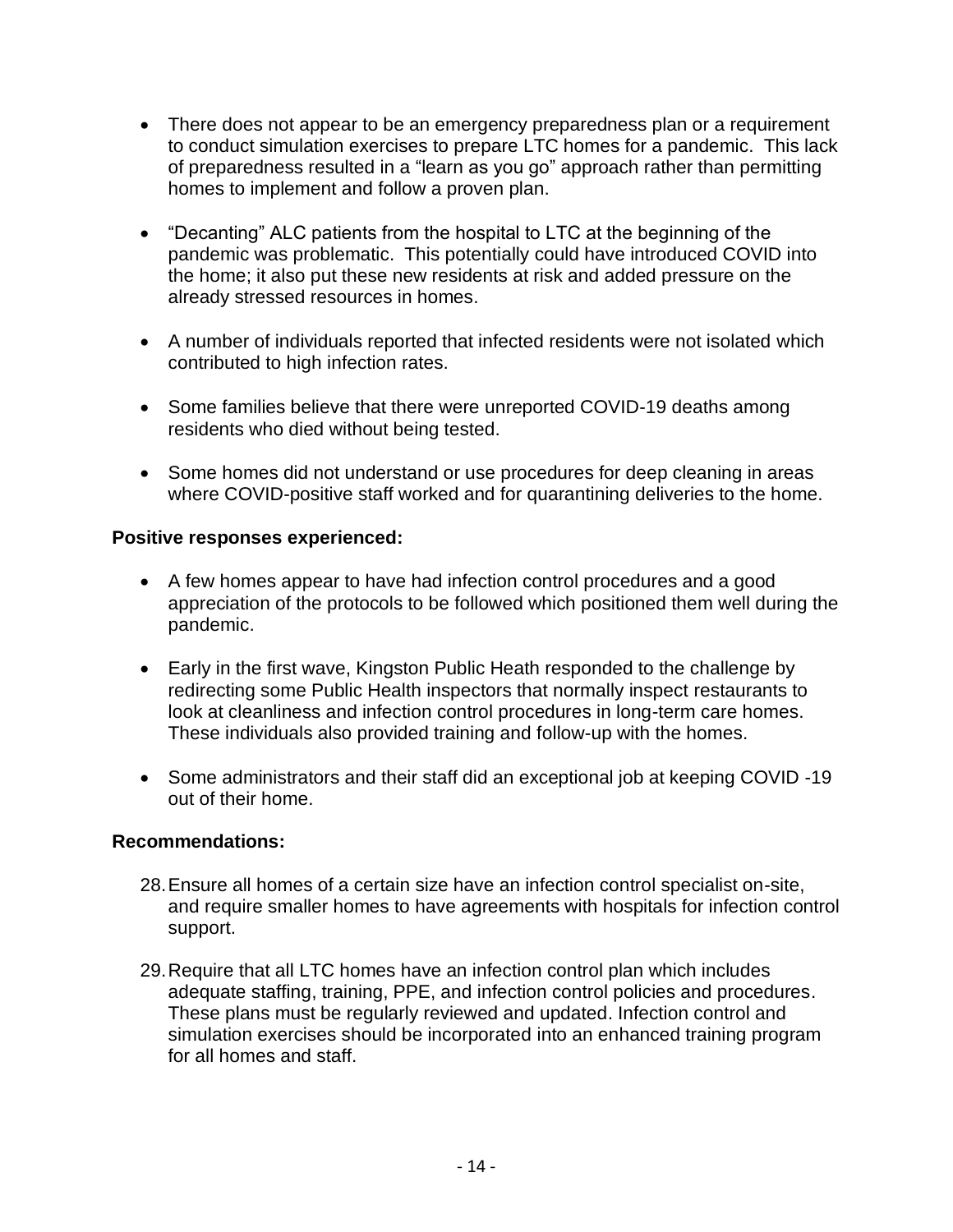- There does not appear to be an emergency preparedness plan or a requirement to conduct simulation exercises to prepare LTC homes for a pandemic. This lack of preparedness resulted in a "learn as you go" approach rather than permitting homes to implement and follow a proven plan.

- "Decanting" ALC patients from the hospital to LTC at the beginning of the pandemic was problematic. This potentially could have introduced COVID into the home; it also put these new residents at risk and added pressure on the already stressed resources in homes.

- A number of individuals reported that infected residents were not isolated which contributed to high infection rates.

- Some families believe that there were unreported COVID-19 deaths among residents who died without being tested.

- Some homes did not understand or use procedures for deep cleaning in areas where COVID-positive staff worked and for quarantining deliveries to the home.

**Positive responses experienced:**

- A few homes appear to have had infection control procedures and a good appreciation of the protocols to be followed which positioned them well during the pandemic.

- Early in the first wave, Kingston Public Heath responded to the challenge by redirecting some Public Health inspectors that normally inspect restaurants to look at cleanliness and infection control procedures in long-term care homes. These individuals also provided training and follow-up with the homes.

- Some administrators and their staff did an exceptional job at keeping COVID -19 out of their home.

**Recommendations:**

28. Ensure all homes of a certain size have an infection control specialist on-site, and require smaller homes to have agreements with hospitals for infection control support.

29. Require that all LTC homes have an infection control plan which includes adequate staffing, training, PPE, and infection control policies and procedures. These plans must be regularly reviewed and updated. Infection control and simulation exercises should be incorporated into an enhanced training program for all homes and staff.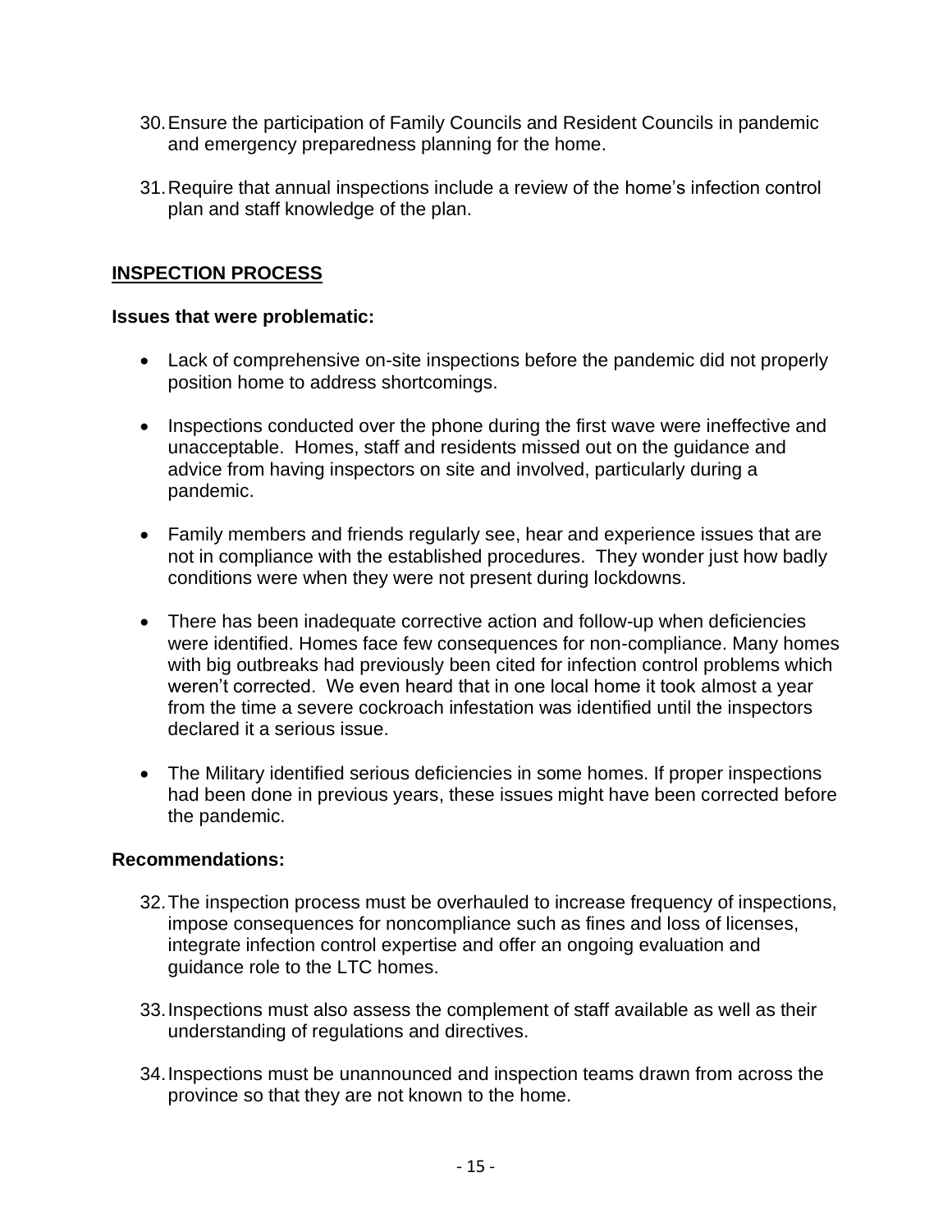30. Ensure the participation of Family Councils and Resident Councils in pandemic and emergency preparedness planning for the home.

31. Require that annual inspections include a review of the home's infection control plan and staff knowledge of the plan.

## INSPECTION PROCESS

**Issues that were problematic:**

- Lack of comprehensive on-site inspections before the pandemic did not properly position home to address shortcomings.

- Inspections conducted over the phone during the first wave were ineffective and unacceptable. Homes, staff and residents missed out on the guidance and advice from having inspectors on site and involved, particularly during a pandemic.

- Family members and friends regularly see, hear and experience issues that are not in compliance with the established procedures. They wonder just how badly conditions were when they were not present during lockdowns.

- There has been inadequate corrective action and follow-up when deficiencies were identified. Homes face few consequences for non-compliance. Many homes with big outbreaks had previously been cited for infection control problems which weren't corrected. We even heard that in one local home it took almost a year from the time a severe cockroach infestation was identified until the inspectors declared it a serious issue.

- The Military identified serious deficiencies in some homes. If proper inspections had been done in previous years, these issues might have been corrected before the pandemic.

**Recommendations:**

32. The inspection process must be overhauled to increase frequency of inspections, impose consequences for noncompliance such as fines and loss of licenses, integrate infection control expertise and offer an ongoing evaluation and guidance role to the LTC homes.

33. Inspections must also assess the complement of staff available as well as their understanding of regulations and directives.

34. Inspections must be unannounced and inspection teams drawn from across the province so that they are not known to the home.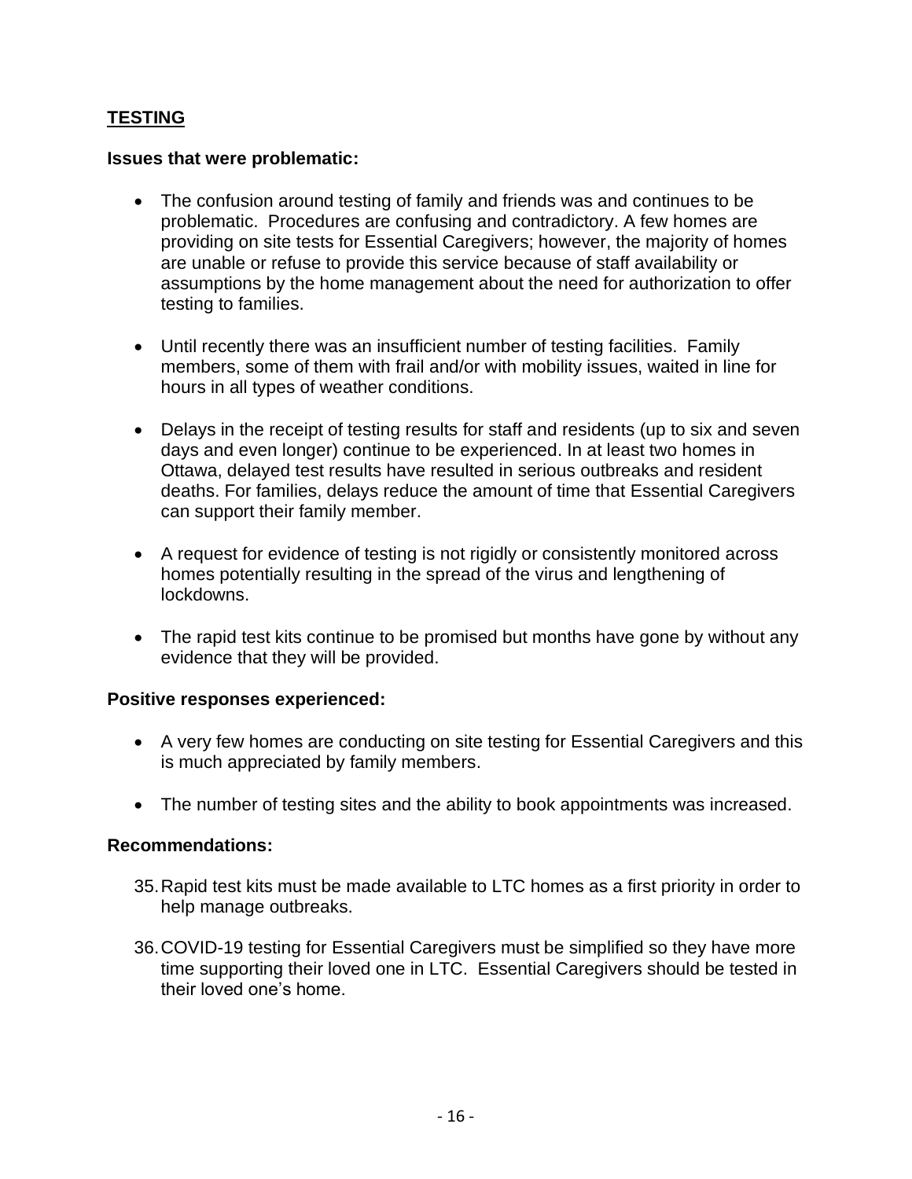## TESTING

**Issues that were problematic:**

- The confusion around testing of family and friends was and continues to be problematic. Procedures are confusing and contradictory. A few homes are providing on site tests for Essential Caregivers; however, the majority of homes are unable or refuse to provide this service because of staff availability or assumptions by the home management about the need for authorization to offer testing to families.

- Until recently there was an insufficient number of testing facilities. Family members, some of them with frail and/or with mobility issues, waited in line for hours in all types of weather conditions.

- Delays in the receipt of testing results for staff and residents (up to six and seven days and even longer) continue to be experienced. In at least two homes in Ottawa, delayed test results have resulted in serious outbreaks and resident deaths. For families, delays reduce the amount of time that Essential Caregivers can support their family member.

- A request for evidence of testing is not rigidly or consistently monitored across homes potentially resulting in the spread of the virus and lengthening of lockdowns.

- The rapid test kits continue to be promised but months have gone by without any evidence that they will be provided.

**Positive responses experienced:**

- A very few homes are conducting on site testing for Essential Caregivers and this is much appreciated by family members.

- The number of testing sites and the ability to book appointments was increased.

**Recommendations:**

35. Rapid test kits must be made available to LTC homes as a first priority in order to help manage outbreaks.

36. COVID-19 testing for Essential Caregivers must be simplified so they have more time supporting their loved one in LTC. Essential Caregivers should be tested in their loved one's home.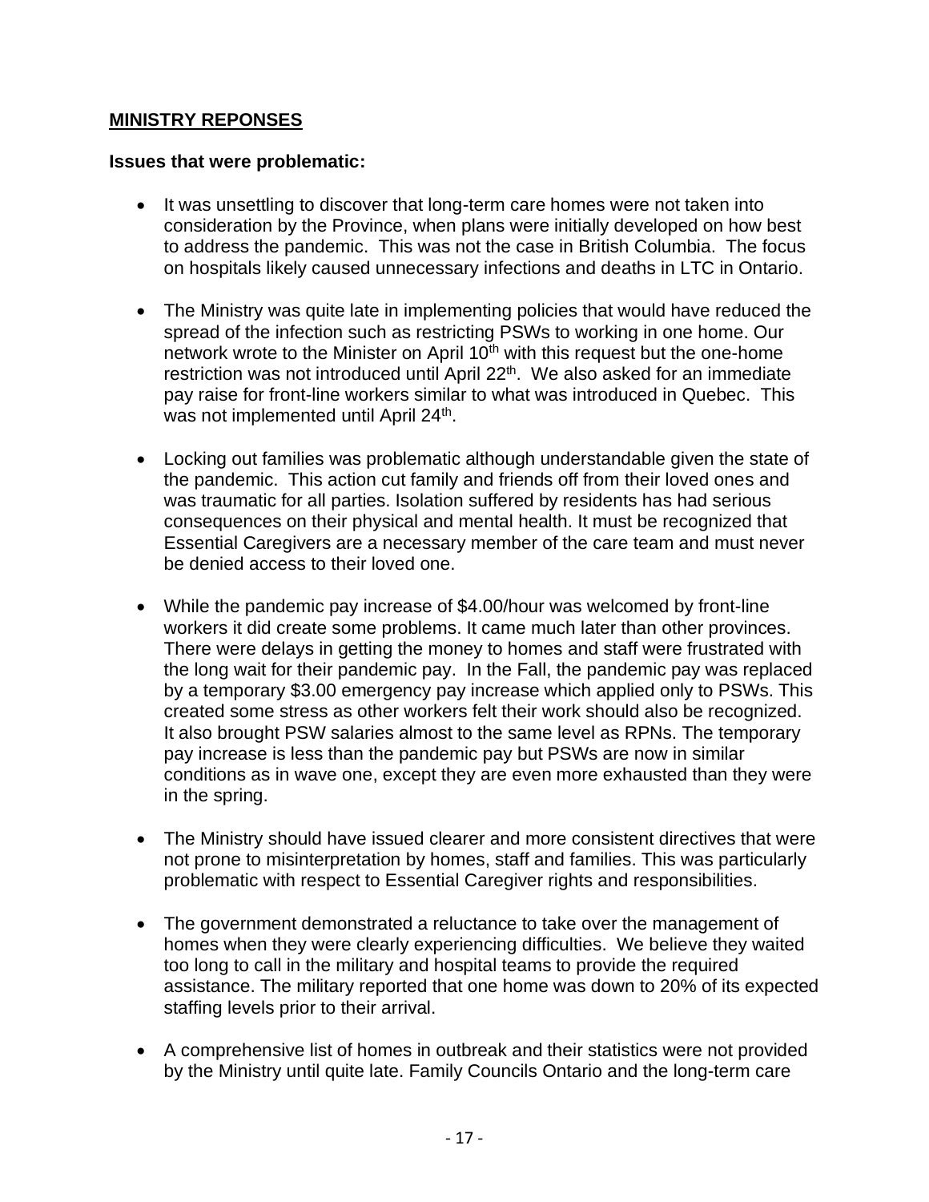## MINISTRY REPONSES

**Issues that were problematic:**

- It was unsettling to discover that long-term care homes were not taken into consideration by the Province, when plans were initially developed on how best to address the pandemic. This was not the case in British Columbia. The focus on hospitals likely caused unnecessary infections and deaths in LTC in Ontario.

- The Ministry was quite late in implementing policies that would have reduced the spread of the infection such as restricting PSWs to working in one home. Our network wrote to the Minister on April 10th with this request but the one-home restriction was not introduced until April 22nd. We also asked for an immediate pay raise for front-line workers similar to what was introduced in Quebec. This was not implemented until April 24th.

- Locking out families was problematic although understandable given the state of the pandemic. This action cut family and friends off from their loved ones and was traumatic for all parties. Isolation suffered by residents has had serious consequences on their physical and mental health. It must be recognized that Essential Caregivers are a necessary member of the care team and must never be denied access to their loved one.

- While the pandemic pay increase of $4.00/hour was welcomed by front-line workers it did create some problems. It came much later than other provinces. There were delays in getting the money to homes and staff were frustrated with the long wait for their pandemic pay. In the Fall, the pandemic pay was replaced by a temporary $3.00 emergency pay increase which applied only to PSWs. This created some stress as other workers felt their work should also be recognized. It also brought PSW salaries almost to the same level as RPNs. The temporary pay increase is less than the pandemic pay but PSWs are now in similar conditions as in wave one, except they are even more exhausted than they were in the spring.

- The Ministry should have issued clearer and more consistent directives that were not prone to misinterpretation by homes, staff and families. This was particularly problematic with respect to Essential Caregiver rights and responsibilities.

- The government demonstrated a reluctance to take over the management of homes when they were clearly experiencing difficulties. We believe they waited too long to call in the military and hospital teams to provide the required assistance. The military reported that one home was down to 20% of its expected staffing levels prior to their arrival.

- A comprehensive list of homes in outbreak and their statistics were not provided by the Ministry until quite late. Family Councils Ontario and the long-term care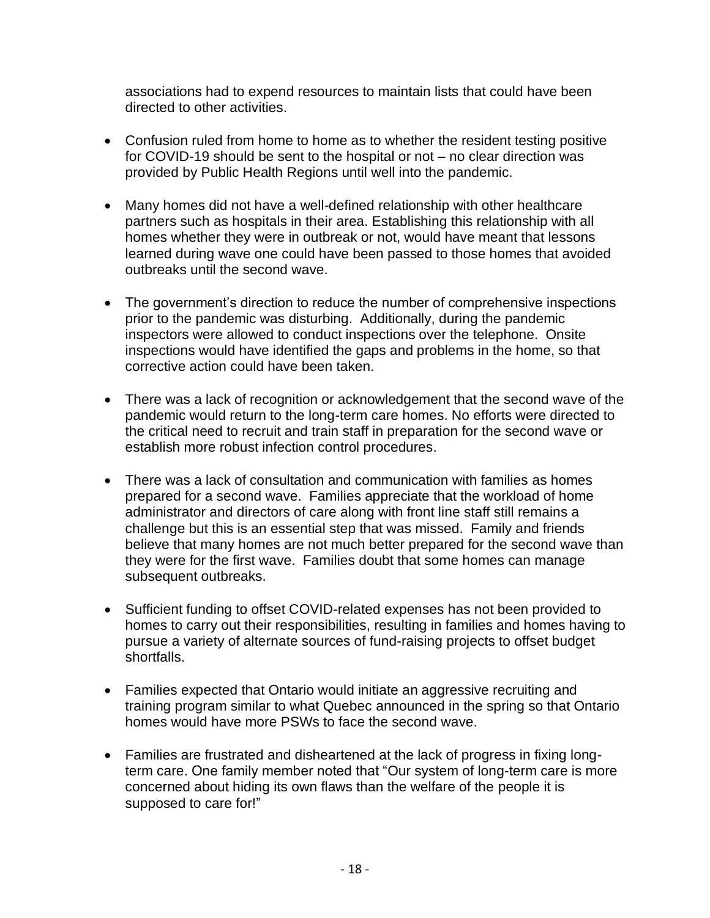associations had to expend resources to maintain lists that could have been directed to other activities.

- Confusion ruled from home to home as to whether the resident testing positive for COVID-19 should be sent to the hospital or not – no clear direction was provided by Public Health Regions until well into the pandemic.

- Many homes did not have a well-defined relationship with other healthcare partners such as hospitals in their area. Establishing this relationship with all homes whether they were in outbreak or not, would have meant that lessons learned during wave one could have been passed to those homes that avoided outbreaks until the second wave.

- The government's direction to reduce the number of comprehensive inspections prior to the pandemic was disturbing. Additionally, during the pandemic inspectors were allowed to conduct inspections over the telephone. Onsite inspections would have identified the gaps and problems in the home, so that corrective action could have been taken.

- There was a lack of recognition or acknowledgement that the second wave of the pandemic would return to the long-term care homes. No efforts were directed to the critical need to recruit and train staff in preparation for the second wave or establish more robust infection control procedures.

- There was a lack of consultation and communication with families as homes prepared for a second wave. Families appreciate that the workload of home administrator and directors of care along with front line staff still remains a challenge but this is an essential step that was missed. Family and friends believe that many homes are not much better prepared for the second wave than they were for the first wave. Families doubt that some homes can manage subsequent outbreaks.

- Sufficient funding to offset COVID-related expenses has not been provided to homes to carry out their responsibilities, resulting in families and homes having to pursue a variety of alternate sources of fund-raising projects to offset budget shortfalls.

- Families expected that Ontario would initiate an aggressive recruiting and training program similar to what Quebec announced in the spring so that Ontario homes would have more PSWs to face the second wave.

- Families are frustrated and disheartened at the lack of progress in fixing long-term care. One family member noted that "Our system of long-term care is more concerned about hiding its own flaws than the welfare of the people it is supposed to care for!"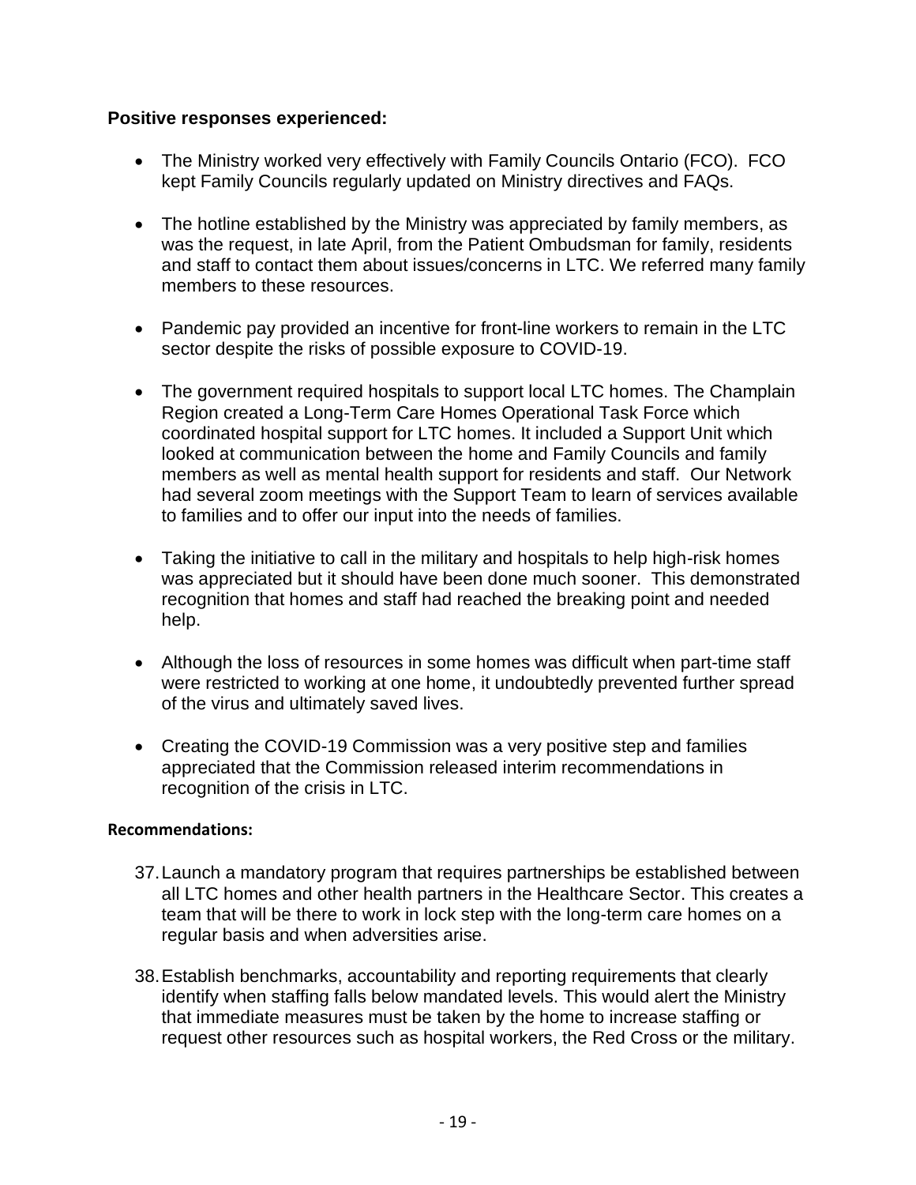**Positive responses experienced:**

- The Ministry worked very effectively with Family Councils Ontario (FCO). FCO kept Family Councils regularly updated on Ministry directives and FAQs.
- The hotline established by the Ministry was appreciated by family members, as was the request, in late April, from the Patient Ombudsman for family, residents and staff to contact them about issues/concerns in LTC. We referred many family members to these resources.
- Pandemic pay provided an incentive for front-line workers to remain in the LTC sector despite the risks of possible exposure to COVID-19.
- The government required hospitals to support local LTC homes. The Champlain Region created a Long-Term Care Homes Operational Task Force which coordinated hospital support for LTC homes. It included a Support Unit which looked at communication between the home and Family Councils and family members as well as mental health support for residents and staff. Our Network had several zoom meetings with the Support Team to learn of services available to families and to offer our input into the needs of families.
- Taking the initiative to call in the military and hospitals to help high-risk homes was appreciated but it should have been done much sooner. This demonstrated recognition that homes and staff had reached the breaking point and needed help.
- Although the loss of resources in some homes was difficult when part-time staff were restricted to working at one home, it undoubtedly prevented further spread of the virus and ultimately saved lives.
- Creating the COVID-19 Commission was a very positive step and families appreciated that the Commission released interim recommendations in recognition of the crisis in LTC.

**Recommendations:**

37. Launch a mandatory program that requires partnerships be established between all LTC homes and other health partners in the Healthcare Sector. This creates a team that will be there to work in lock step with the long-term care homes on a regular basis and when adversities arise.

38. Establish benchmarks, accountability and reporting requirements that clearly identify when staffing falls below mandated levels. This would alert the Ministry that immediate measures must be taken by the home to increase staffing or request other resources such as hospital workers, the Red Cross or the military.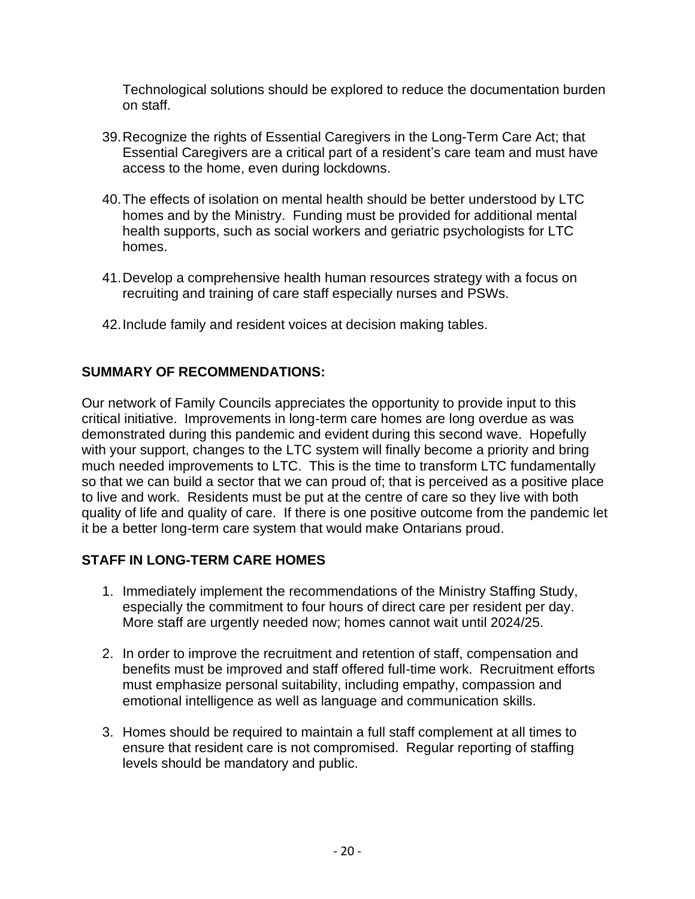Technological solutions should be explored to reduce the documentation burden on staff.

39. Recognize the rights of Essential Caregivers in the Long-Term Care Act; that Essential Caregivers are a critical part of a resident's care team and must have access to the home, even during lockdowns.

40. The effects of isolation on mental health should be better understood by LTC homes and by the Ministry. Funding must be provided for additional mental health supports, such as social workers and geriatric psychologists for LTC homes.

41. Develop a comprehensive health human resources strategy with a focus on recruiting and training of care staff especially nurses and PSWs.

42. Include family and resident voices at decision making tables.

## SUMMARY OF RECOMMENDATIONS:

Our network of Family Councils appreciates the opportunity to provide input to this critical initiative. Improvements in long-term care homes are long overdue as was demonstrated during this pandemic and evident during this second wave. Hopefully with your support, changes to the LTC system will finally become a priority and bring much needed improvements to LTC. This is the time to transform LTC fundamentally so that we can build a sector that we can proud of; that is perceived as a positive place to live and work. Residents must be put at the centre of care so they live with both quality of life and quality of care. If there is one positive outcome from the pandemic let it be a better long-term care system that would make Ontarians proud.

## STAFF IN LONG-TERM CARE HOMES

1. Immediately implement the recommendations of the Ministry Staffing Study, especially the commitment to four hours of direct care per resident per day. More staff are urgently needed now; homes cannot wait until 2024/25.

2. In order to improve the recruitment and retention of staff, compensation and benefits must be improved and staff offered full-time work. Recruitment efforts must emphasize personal suitability, including empathy, compassion and emotional intelligence as well as language and communication skills.

3. Homes should be required to maintain a full staff complement at all times to ensure that resident care is not compromised. Regular reporting of staffing levels should be mandatory and public.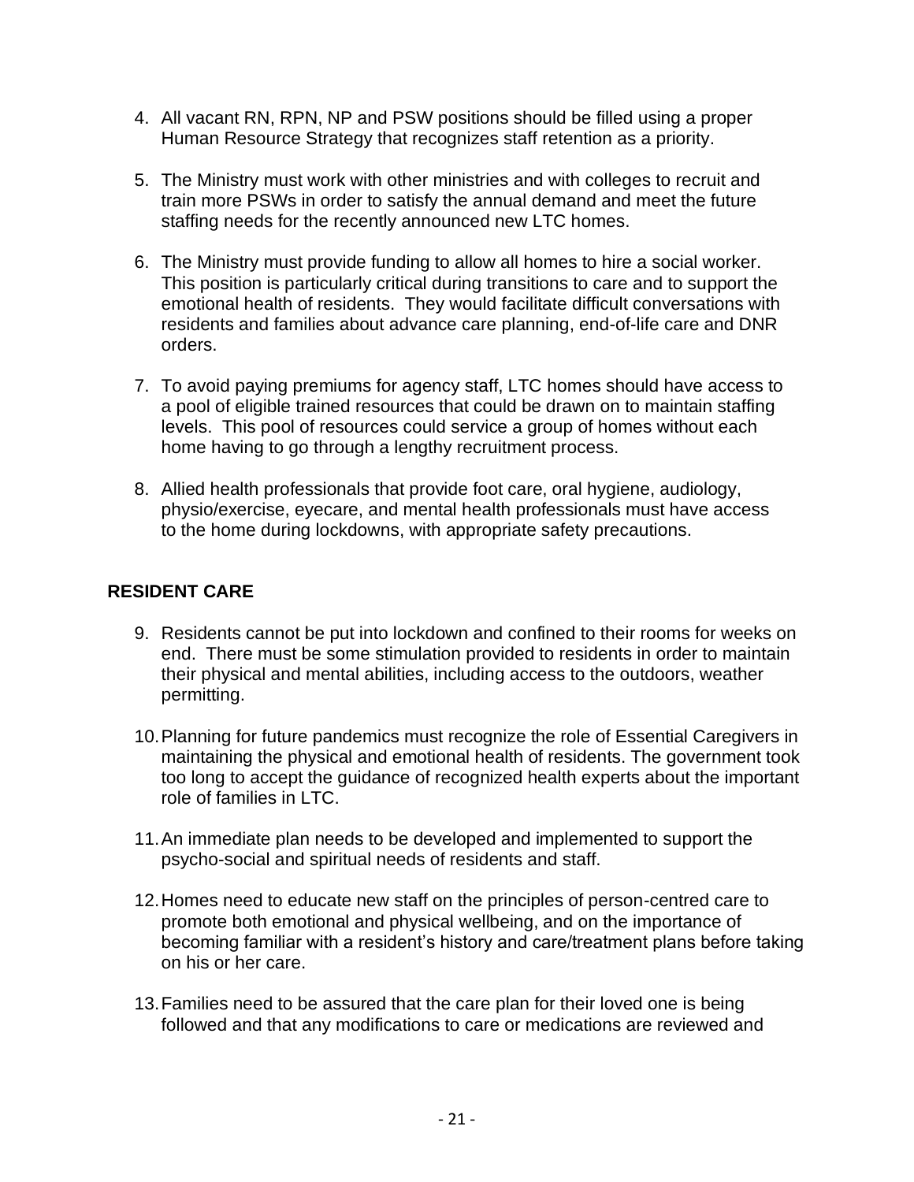4. All vacant RN, RPN, NP and PSW positions should be filled using a proper Human Resource Strategy that recognizes staff retention as a priority.

5. The Ministry must work with other ministries and with colleges to recruit and train more PSWs in order to satisfy the annual demand and meet the future staffing needs for the recently announced new LTC homes.

6. The Ministry must provide funding to allow all homes to hire a social worker. This position is particularly critical during transitions to care and to support the emotional health of residents. They would facilitate difficult conversations with residents and families about advance care planning, end-of-life care and DNR orders.

7. To avoid paying premiums for agency staff, LTC homes should have access to a pool of eligible trained resources that could be drawn on to maintain staffing levels. This pool of resources could service a group of homes without each home having to go through a lengthy recruitment process.

8. Allied health professionals that provide foot care, oral hygiene, audiology, physio/exercise, eyecare, and mental health professionals must have access to the home during lockdowns, with appropriate safety precautions.

## RESIDENT CARE

9. Residents cannot be put into lockdown and confined to their rooms for weeks on end. There must be some stimulation provided to residents in order to maintain their physical and mental abilities, including access to the outdoors, weather permitting.

10. Planning for future pandemics must recognize the role of Essential Caregivers in maintaining the physical and emotional health of residents. The government took too long to accept the guidance of recognized health experts about the important role of families in LTC.

11. An immediate plan needs to be developed and implemented to support the psycho-social and spiritual needs of residents and staff.

12. Homes need to educate new staff on the principles of person-centred care to promote both emotional and physical wellbeing, and on the importance of becoming familiar with a resident's history and care/treatment plans before taking on his or her care.

13. Families need to be assured that the care plan for their loved one is being followed and that any modifications to care or medications are reviewed and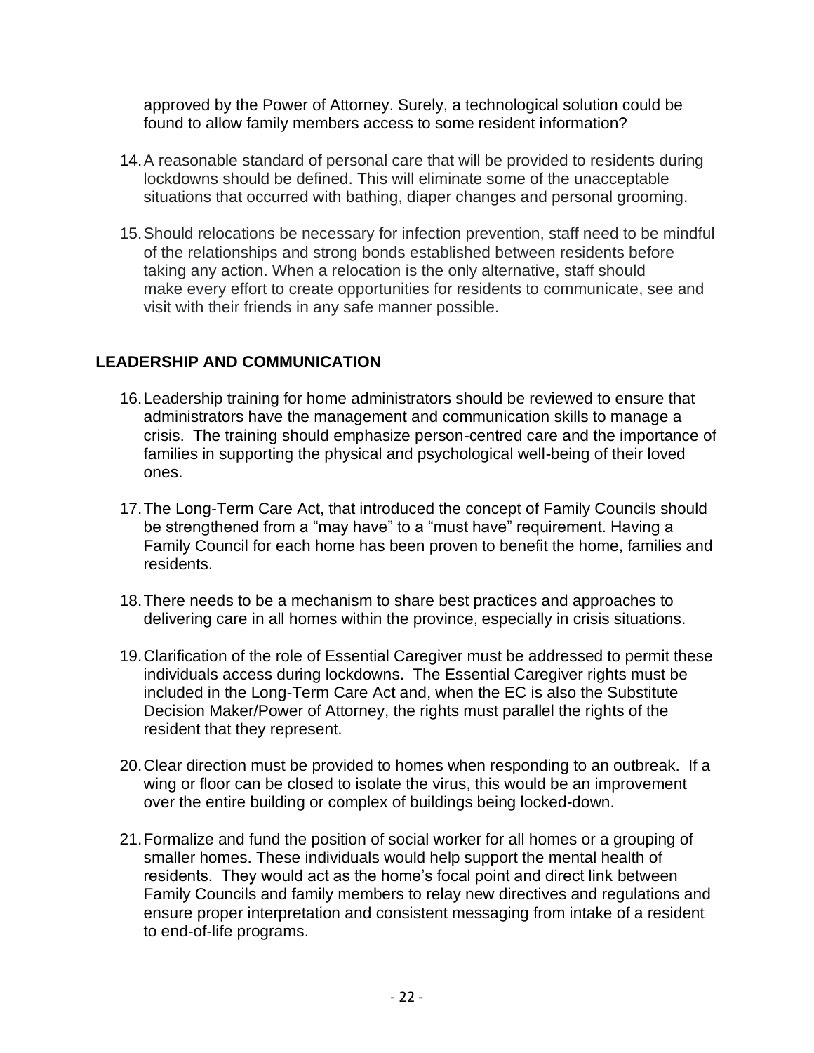approved by the Power of Attorney. Surely, a technological solution could be found to allow family members access to some resident information?

14. A reasonable standard of personal care that will be provided to residents during lockdowns should be defined. This will eliminate some of the unacceptable situations that occurred with bathing, diaper changes and personal grooming.

15. Should relocations be necessary for infection prevention, staff need to be mindful of the relationships and strong bonds established between residents before taking any action. When a relocation is the only alternative, staff should make every effort to create opportunities for residents to communicate, see and visit with their friends in any safe manner possible.

## LEADERSHIP AND COMMUNICATION

16. Leadership training for home administrators should be reviewed to ensure that administrators have the management and communication skills to manage a crisis. The training should emphasize person-centred care and the importance of families in supporting the physical and psychological well-being of their loved ones.

17. The Long-Term Care Act, that introduced the concept of Family Councils should be strengthened from a "may have" to a "must have" requirement. Having a Family Council for each home has been proven to benefit the home, families and residents.

18. There needs to be a mechanism to share best practices and approaches to delivering care in all homes within the province, especially in crisis situations.

19. Clarification of the role of Essential Caregiver must be addressed to permit these individuals access during lockdowns. The Essential Caregiver rights must be included in the Long-Term Care Act and, when the EC is also the Substitute Decision Maker/Power of Attorney, the rights must parallel the rights of the resident that they represent.

20. Clear direction must be provided to homes when responding to an outbreak. If a wing or floor can be closed to isolate the virus, this would be an improvement over the entire building or complex of buildings being locked-down.

21. Formalize and fund the position of social worker for all homes or a grouping of smaller homes. These individuals would help support the mental health of residents. They would act as the home's focal point and direct link between Family Councils and family members to relay new directives and regulations and ensure proper interpretation and consistent messaging from intake of a resident to end-of-life programs.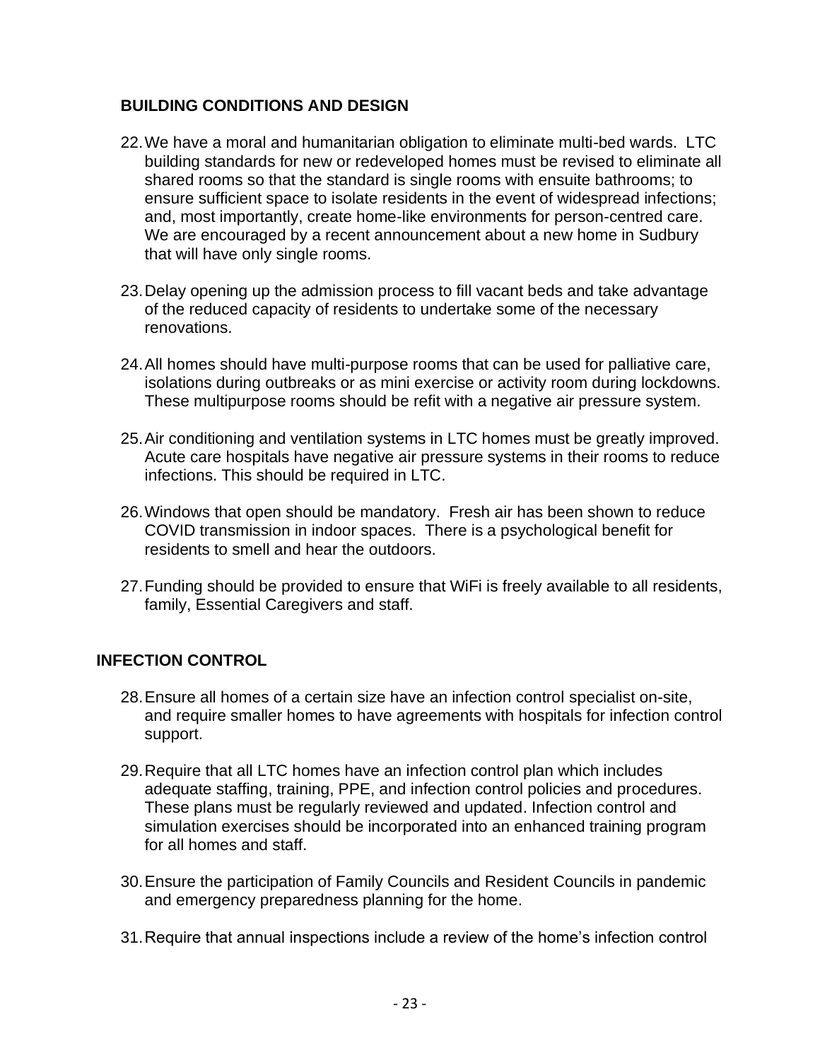## BUILDING CONDITIONS AND DESIGN

22. We have a moral and humanitarian obligation to eliminate multi-bed wards. LTC building standards for new or redeveloped homes must be revised to eliminate all shared rooms so that the standard is single rooms with ensuite bathrooms; to ensure sufficient space to isolate residents in the event of widespread infections; and, most importantly, create home-like environments for person-centred care. We are encouraged by a recent announcement about a new home in Sudbury that will have only single rooms.

23. Delay opening up the admission process to fill vacant beds and take advantage of the reduced capacity of residents to undertake some of the necessary renovations.

24. All homes should have multi-purpose rooms that can be used for palliative care, isolations during outbreaks or as mini exercise or activity room during lockdowns. These multipurpose rooms should be refit with a negative air pressure system.

25. Air conditioning and ventilation systems in LTC homes must be greatly improved. Acute care hospitals have negative air pressure systems in their rooms to reduce infections. This should be required in LTC.

26. Windows that open should be mandatory. Fresh air has been shown to reduce COVID transmission in indoor spaces. There is a psychological benefit for residents to smell and hear the outdoors.

27. Funding should be provided to ensure that WiFi is freely available to all residents, family, Essential Caregivers and staff.

## INFECTION CONTROL

28. Ensure all homes of a certain size have an infection control specialist on-site, and require smaller homes to have agreements with hospitals for infection control support.

29. Require that all LTC homes have an infection control plan which includes adequate staffing, training, PPE, and infection control policies and procedures. These plans must be regularly reviewed and updated. Infection control and simulation exercises should be incorporated into an enhanced training program for all homes and staff.

30. Ensure the participation of Family Councils and Resident Councils in pandemic and emergency preparedness planning for the home.

31. Require that annual inspections include a review of the home's infection control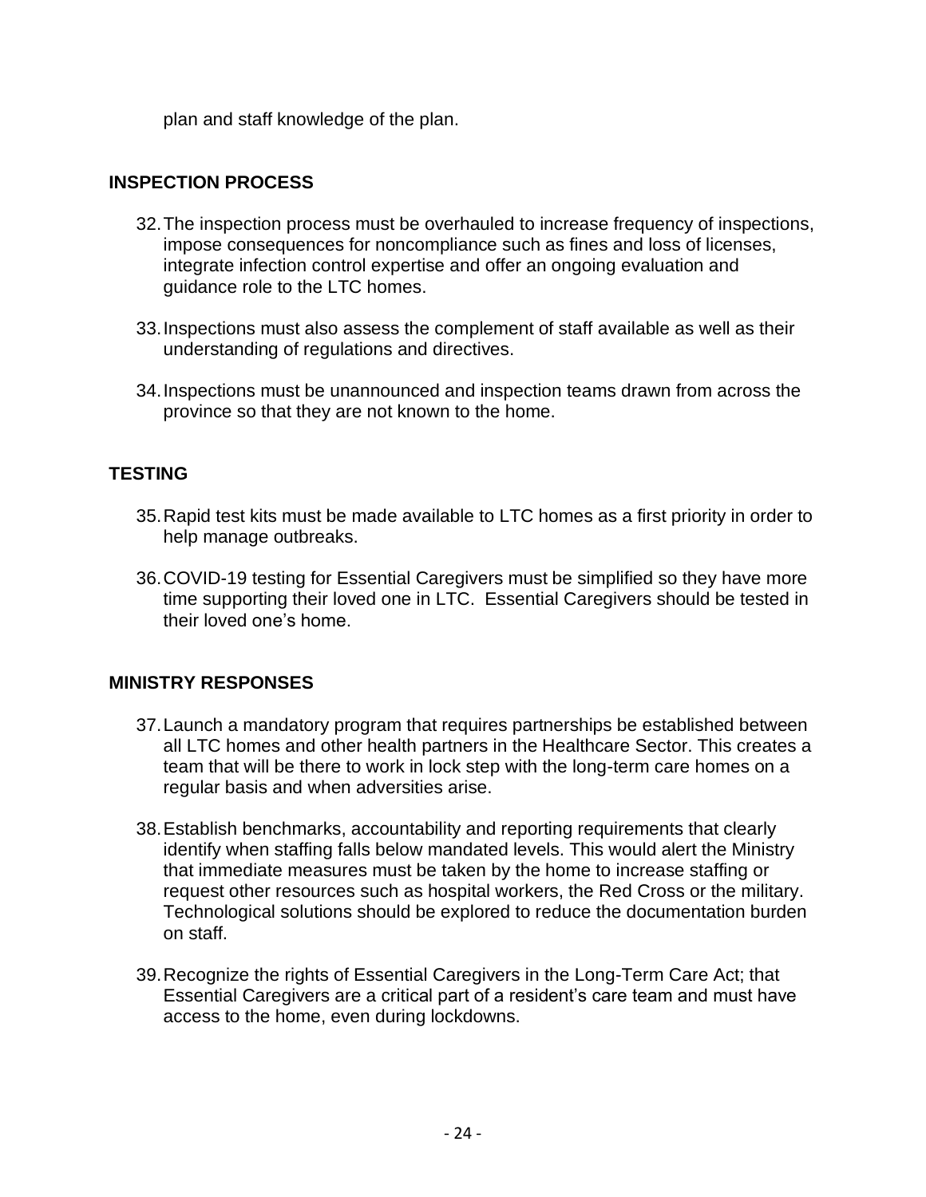plan and staff knowledge of the plan.

## INSPECTION PROCESS

32. The inspection process must be overhauled to increase frequency of inspections, impose consequences for noncompliance such as fines and loss of licenses, integrate infection control expertise and offer an ongoing evaluation and guidance role to the LTC homes.

33. Inspections must also assess the complement of staff available as well as their understanding of regulations and directives.

34. Inspections must be unannounced and inspection teams drawn from across the province so that they are not known to the home.

## TESTING

35. Rapid test kits must be made available to LTC homes as a first priority in order to help manage outbreaks.

36. COVID-19 testing for Essential Caregivers must be simplified so they have more time supporting their loved one in LTC. Essential Caregivers should be tested in their loved one's home.

## MINISTRY RESPONSES

37. Launch a mandatory program that requires partnerships be established between all LTC homes and other health partners in the Healthcare Sector. This creates a team that will be there to work in lock step with the long-term care homes on a regular basis and when adversities arise.

38. Establish benchmarks, accountability and reporting requirements that clearly identify when staffing falls below mandated levels. This would alert the Ministry that immediate measures must be taken by the home to increase staffing or request other resources such as hospital workers, the Red Cross or the military. Technological solutions should be explored to reduce the documentation burden on staff.

39. Recognize the rights of Essential Caregivers in the Long-Term Care Act; that Essential Caregivers are a critical part of a resident's care team and must have access to the home, even during lockdowns.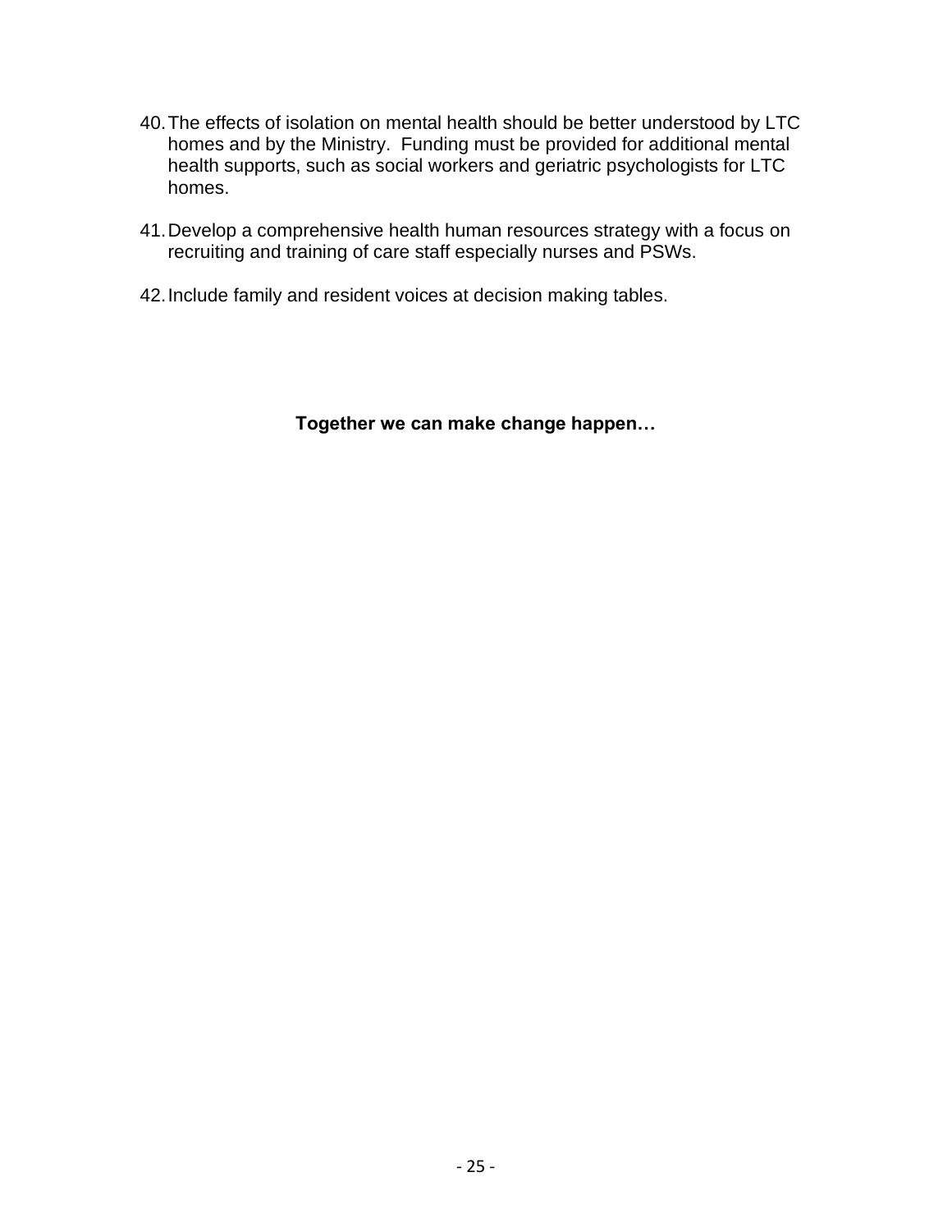40. The effects of isolation on mental health should be better understood by LTC homes and by the Ministry. Funding must be provided for additional mental health supports, such as social workers and geriatric psychologists for LTC homes.

41. Develop a comprehensive health human resources strategy with a focus on recruiting and training of care staff especially nurses and PSWs.

42. Include family and resident voices at decision making tables.

**Together we can make change happen…**